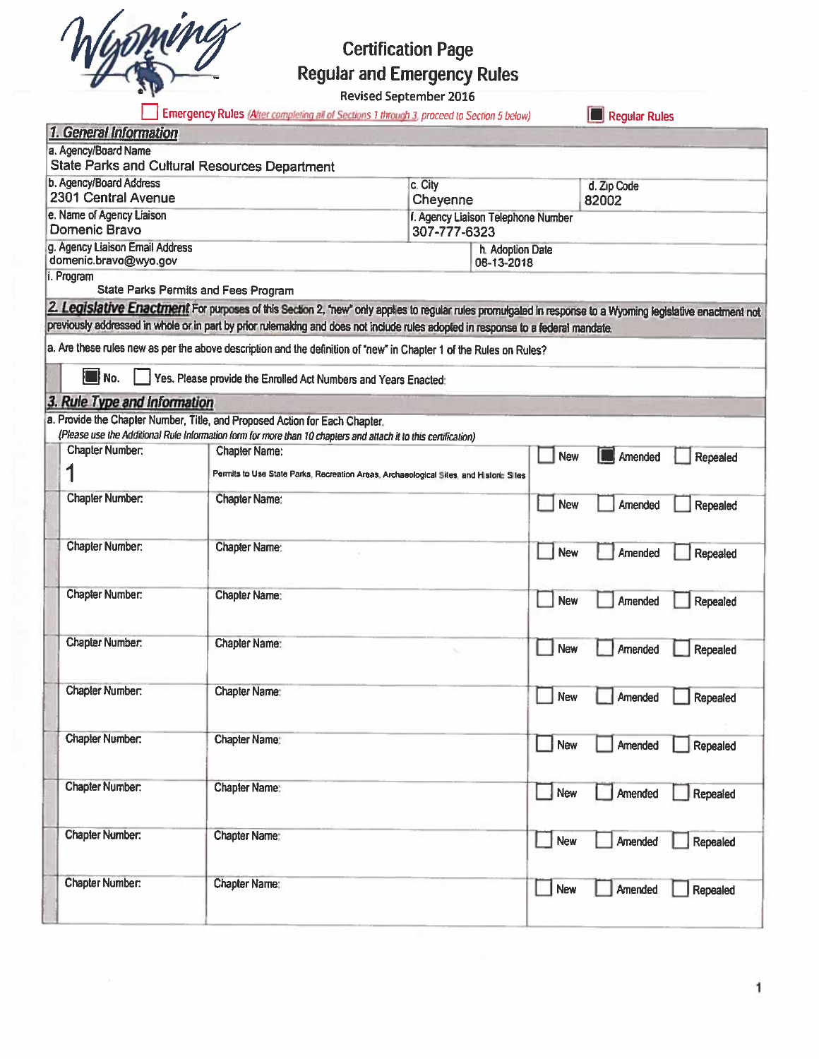# Certification Page
## Regular and Emergency Rules

Revised September 2016

☐ Emergency Rules *(After completing all of Sections 1 through 3, proceed to Section 5 below)* ■ Regular Rules

### 1. General Information

| | | |
|---|---|---|
| a. Agency/Board Name<br>State Parks and Cultural Resources Department | | |
| b. Agency/Board Address<br>2301 Central Avenue | c. City<br>Cheyenne | d. Zip Code<br>82002 |
| e. Name of Agency Liaison<br>Domenic Bravo | f. Agency Liaison Telephone Number<br>307-777-6323 | |
| g. Agency Liaison Email Address<br>domenic.bravo@wyo.gov | h. Adoption Date<br>08-13-2018 | |
| i. Program<br>State Parks Permits and Fees Program | | |

### 2. Legislative Enactment

For purposes of this Section 2, "new" only applies to regular rules promulgated in response to a Wyoming legislative enactment not previously addressed in whole or in part by prior rulemaking and does not include rules adopted in response to a federal mandate.

a. Are these rules new as per the above description and the definition of "new" in Chapter 1 of the Rules on Rules?

■ No. ☐ Yes. Please provide the Enrolled Act Numbers and Years Enacted:

### 3. Rule Type and Information

a. Provide the Chapter Number, Title, and Proposed Action for Each Chapter.
*(Please use the Additional Rule Information form for more than 10 chapters and attach it to this certification)*

| Chapter Number: | Chapter Name: | New | Amended | Repealed |
|---|---|---|---|---|
| 1 | Permits to Use State Parks, Recreation Areas, Archaeological Sites, and Historic Sites | ☐ | ■ | ☐ |
| | | ☐ | ☐ | ☐ |
| | | ☐ | ☐ | ☐ |
| | | ☐ | ☐ | ☐ |
| | | ☐ | ☐ | ☐ |
| | | ☐ | ☐ | ☐ |
| | | ☐ | ☐ | ☐ |
| | | ☐ | ☐ | ☐ |
| | | ☐ | ☐ | ☐ |
| | | ☐ | ☐ | ☐ |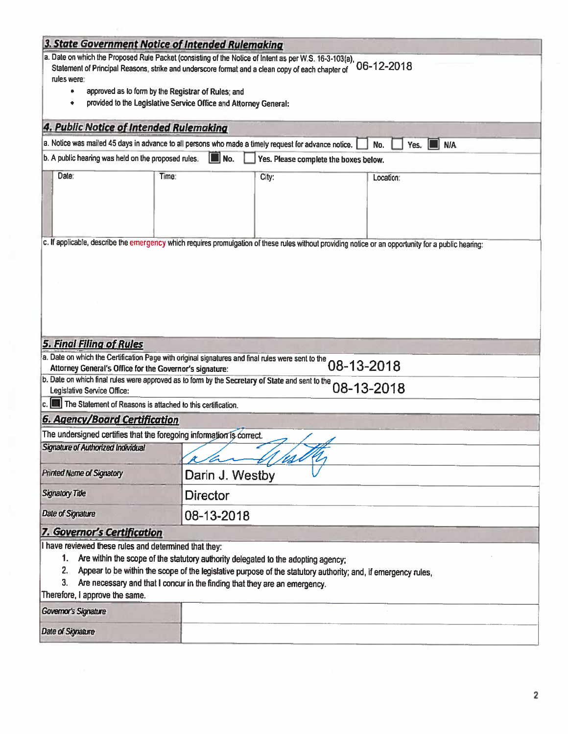## 3. State Government Notice of Intended Rulemaking

a. Date on which the Proposed Rule Packet (consisting of the Notice of Intent as per W.S. 16-3-103(a), Statement of Principal Reasons, strike and underscore format and a clean copy of each chapter of rules were: 06-12-2018

- approved as to form by the Registrar of Rules; and
- provided to the Legislative Service Office and Attorney General:

## 4. Public Notice of Intended Rulemaking

a. Notice was mailed 45 days in advance to all persons who made a timely request for advance notice. ☐ No. ☐ Yes. ■ N/A

b. A public hearing was held on the proposed rules. ■ No. ☐ Yes. Please complete the boxes below.

| Date: | Time: | City: | Location: |
|---|---|---|---|
| | | | |

c. If applicable, describe the emergency which requires promulgation of these rules without providing notice or an opportunity for a public hearing:

## 5. Final Filing of Rules

a. Date on which the Certification Page with original signatures and final rules were sent to the Attorney General's Office for the Governor's signature: 08-13-2018

b. Date on which final rules were approved as to form by the Secretary of State and sent to the Legislative Service Office: 08-13-2018

c. ■ The Statement of Reasons is attached to this certification.

## 6. Agency/Board Certification

The undersigned certifies that the foregoing information is correct.

| | |
|---|---|
| *Signature of Authorized Individual* | [signature] |
| *Printed Name of Signatory* | Darin J. Westby |
| *Signatory Title* | Director |
| *Date of Signature* | 08-13-2018 |

## 7. Governor's Certification

I have reviewed these rules and determined that they:

1. Are within the scope of the statutory authority delegated to the adopting agency;
2. Appear to be within the scope of the legislative purpose of the statutory authority; and, if emergency rules,
3. Are necessary and that I concur in the finding that they are an emergency.

Therefore, I approve the same.

| | |
|---|---|
| *Governor's Signature* | |
| *Date of Signature* | |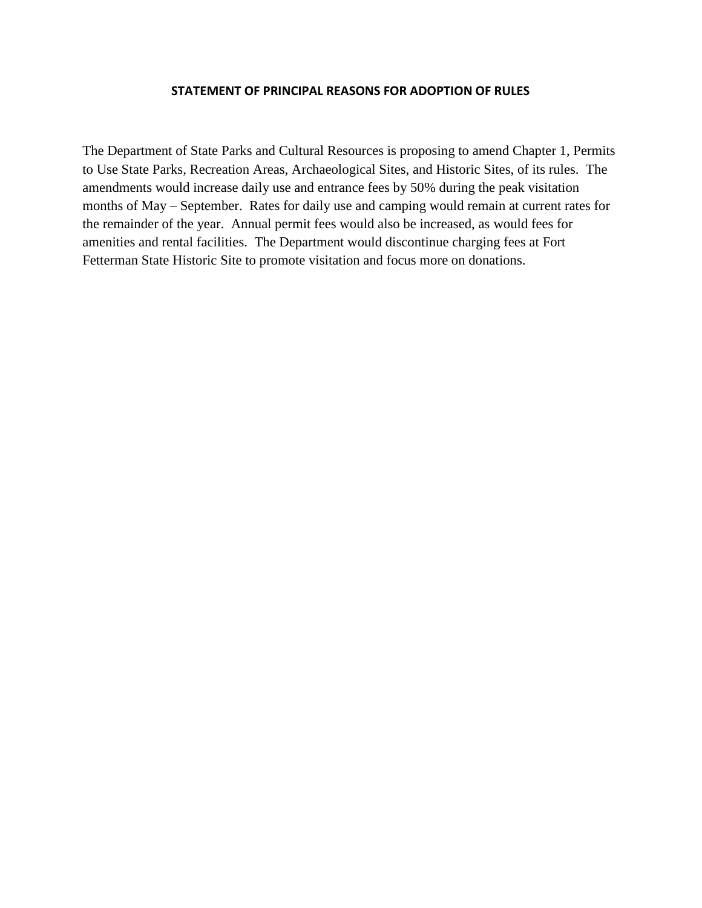# STATEMENT OF PRINCIPAL REASONS FOR ADOPTION OF RULES

The Department of State Parks and Cultural Resources is proposing to amend Chapter 1, Permits to Use State Parks, Recreation Areas, Archaeological Sites, and Historic Sites, of its rules. The amendments would increase daily use and entrance fees by 50% during the peak visitation months of May – September. Rates for daily use and camping would remain at current rates for the remainder of the year. Annual permit fees would also be increased, as would fees for amenities and rental facilities. The Department would discontinue charging fees at Fort Fetterman State Historic Site to promote visitation and focus more on donations.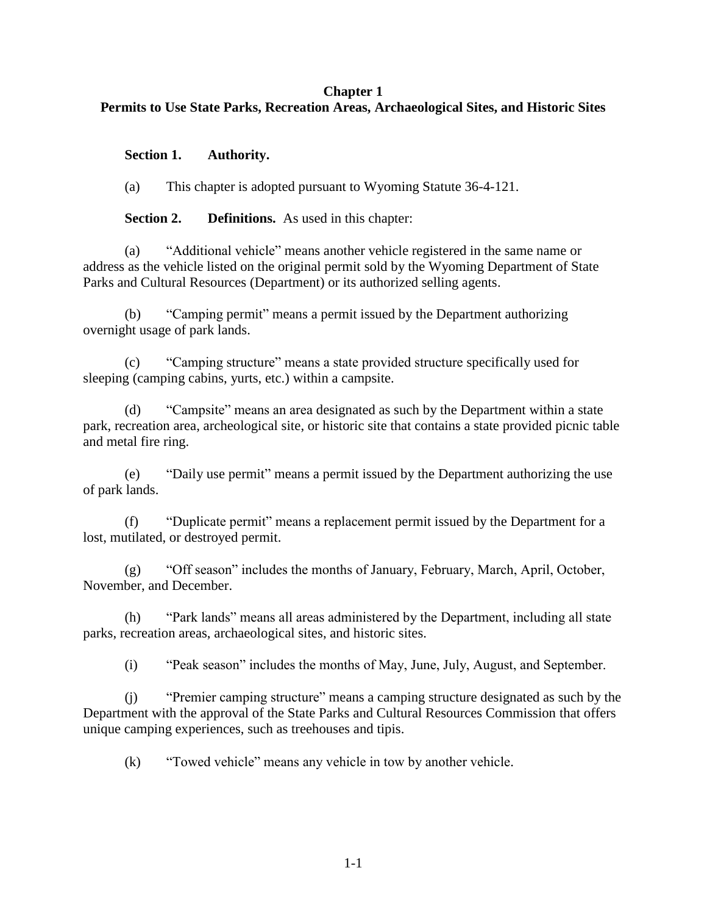## Chapter 1
## Permits to Use State Parks, Recreation Areas, Archaeological Sites, and Historic Sites

**Section 1. Authority.**

(a) This chapter is adopted pursuant to Wyoming Statute 36-4-121.

**Section 2. Definitions.** As used in this chapter:

(a) "Additional vehicle" means another vehicle registered in the same name or address as the vehicle listed on the original permit sold by the Wyoming Department of State Parks and Cultural Resources (Department) or its authorized selling agents.

(b) "Camping permit" means a permit issued by the Department authorizing overnight usage of park lands.

(c) "Camping structure" means a state provided structure specifically used for sleeping (camping cabins, yurts, etc.) within a campsite.

(d) "Campsite" means an area designated as such by the Department within a state park, recreation area, archeological site, or historic site that contains a state provided picnic table and metal fire ring.

(e) "Daily use permit" means a permit issued by the Department authorizing the use of park lands.

(f) "Duplicate permit" means a replacement permit issued by the Department for a lost, mutilated, or destroyed permit.

(g) "Off season" includes the months of January, February, March, April, October, November, and December.

(h) "Park lands" means all areas administered by the Department, including all state parks, recreation areas, archaeological sites, and historic sites.

(i) "Peak season" includes the months of May, June, July, August, and September.

(j) "Premier camping structure" means a camping structure designated as such by the Department with the approval of the State Parks and Cultural Resources Commission that offers unique camping experiences, such as treehouses and tipis.

(k) "Towed vehicle" means any vehicle in tow by another vehicle.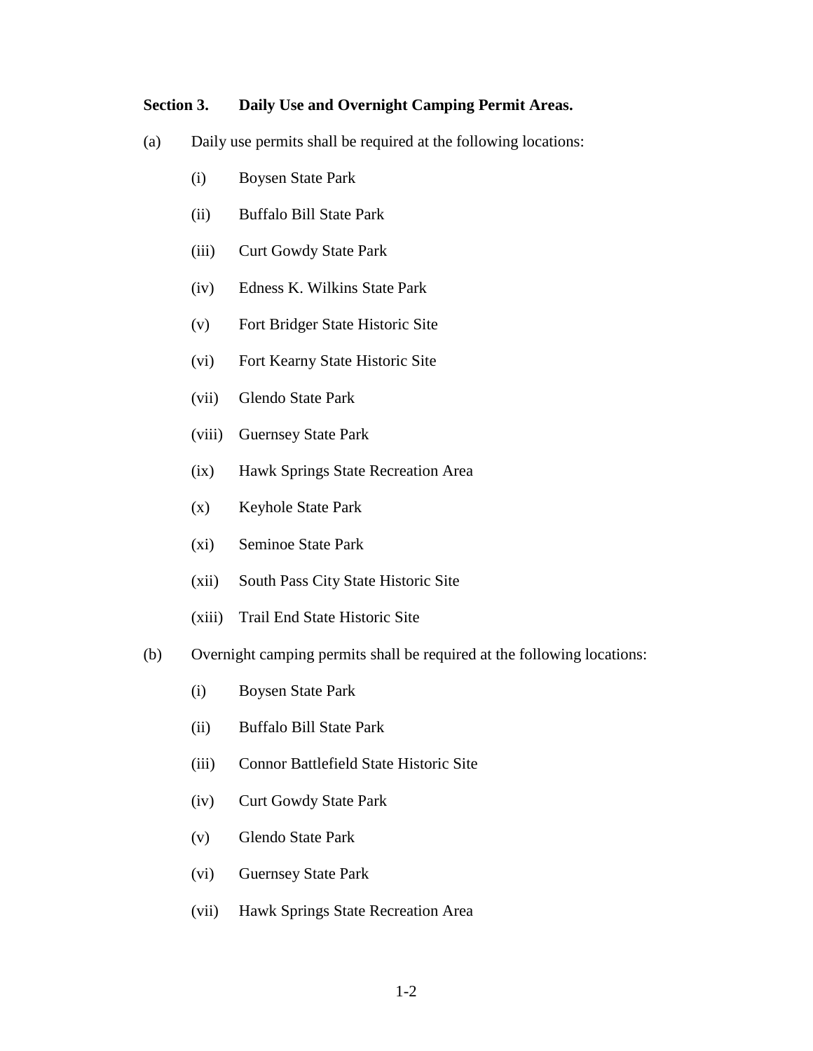**Section 3. Daily Use and Overnight Camping Permit Areas.**

(a) Daily use permits shall be required at the following locations:

(i) Boysen State Park

(ii) Buffalo Bill State Park

(iii) Curt Gowdy State Park

(iv) Edness K. Wilkins State Park

(v) Fort Bridger State Historic Site

(vi) Fort Kearny State Historic Site

(vii) Glendo State Park

(viii) Guernsey State Park

(ix) Hawk Springs State Recreation Area

(x) Keyhole State Park

(xi) Seminoe State Park

(xii) South Pass City State Historic Site

(xiii) Trail End State Historic Site

(b) Overnight camping permits shall be required at the following locations:

(i) Boysen State Park

(ii) Buffalo Bill State Park

(iii) Connor Battlefield State Historic Site

(iv) Curt Gowdy State Park

(v) Glendo State Park

(vi) Guernsey State Park

(vii) Hawk Springs State Recreation Area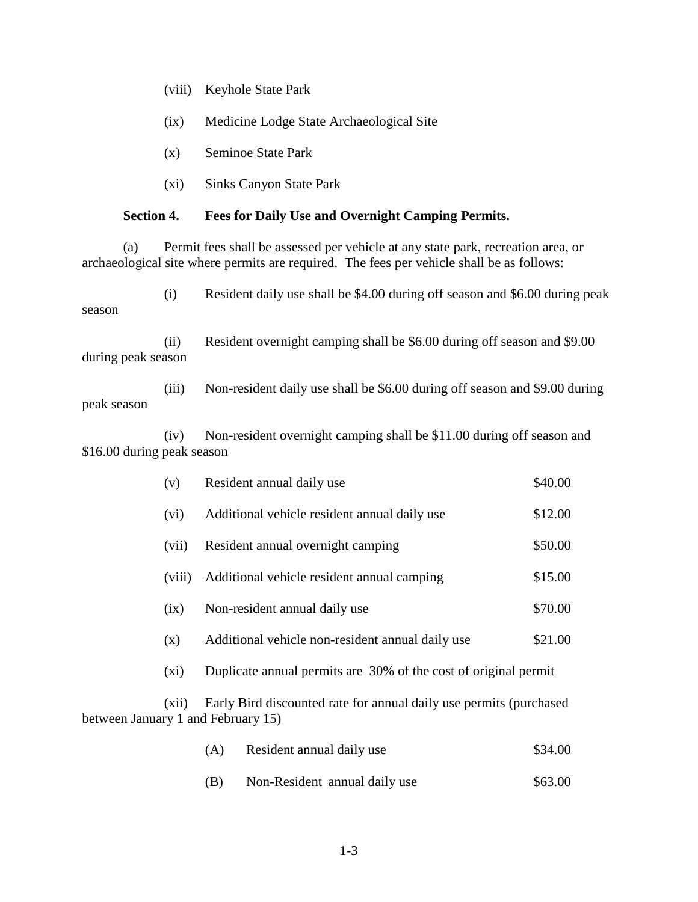(viii) Keyhole State Park

(ix) Medicine Lodge State Archaeological Site

(x) Seminoe State Park

(xi) Sinks Canyon State Park

**Section 4. Fees for Daily Use and Overnight Camping Permits.**

(a) Permit fees shall be assessed per vehicle at any state park, recreation area, or archaeological site where permits are required. The fees per vehicle shall be as follows:

(i) Resident daily use shall be $4.00 during off season and $6.00 during peak season

(ii) Resident overnight camping shall be $6.00 during off season and $9.00 during peak season

(iii) Non-resident daily use shall be $6.00 during off season and $9.00 during peak season

(iv) Non-resident overnight camping shall be $11.00 during off season and $16.00 during peak season

(v) Resident annual daily use $40.00

(vi) Additional vehicle resident annual daily use $12.00

(vii) Resident annual overnight camping $50.00

(viii) Additional vehicle resident annual camping $15.00

(ix) Non-resident annual daily use $70.00

(x) Additional vehicle non-resident annual daily use $21.00

(xi) Duplicate annual permits are 30% of the cost of original permit

(xii) Early Bird discounted rate for annual daily use permits (purchased between January 1 and February 15)

(A) Resident annual daily use $34.00

(B) Non-Resident annual daily use $63.00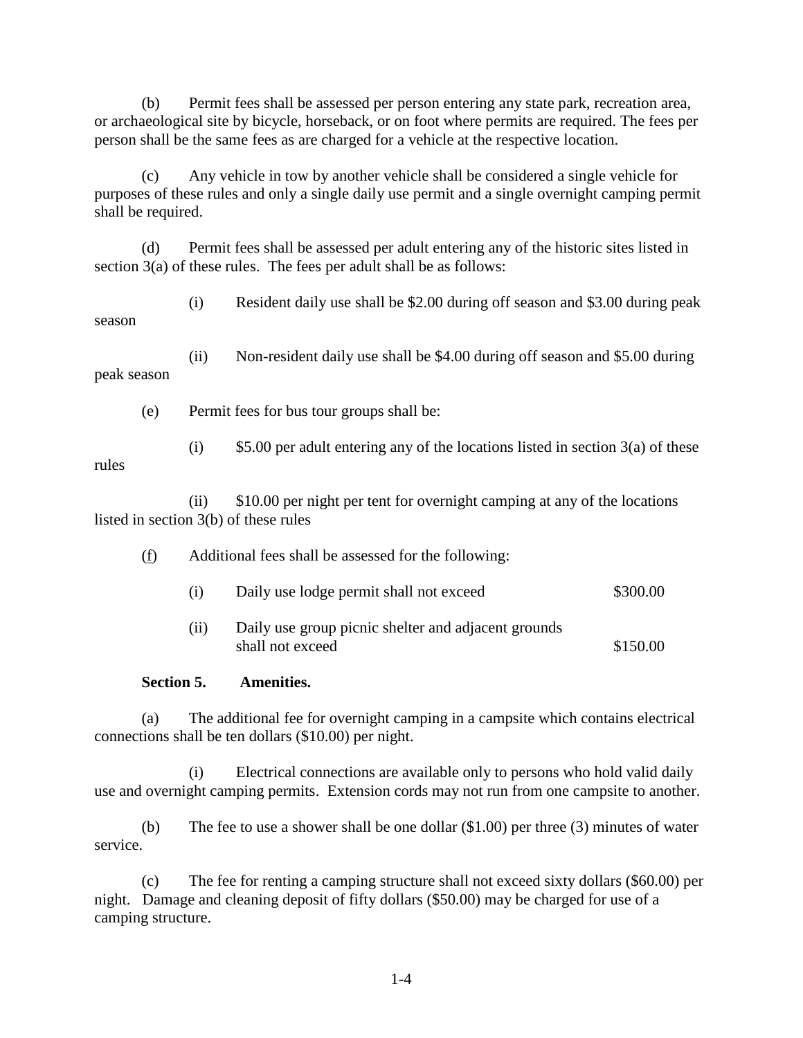(b) Permit fees shall be assessed per person entering any state park, recreation area, or archaeological site by bicycle, horseback, or on foot where permits are required. The fees per person shall be the same fees as are charged for a vehicle at the respective location.

(c) Any vehicle in tow by another vehicle shall be considered a single vehicle for purposes of these rules and only a single daily use permit and a single overnight camping permit shall be required.

(d) Permit fees shall be assessed per adult entering any of the historic sites listed in section 3(a) of these rules. The fees per adult shall be as follows:

(i) Resident daily use shall be $2.00 during off season and $3.00 during peak season

(ii) Non-resident daily use shall be $4.00 during off season and $5.00 during peak season

(e) Permit fees for bus tour groups shall be:

(i) $5.00 per adult entering any of the locations listed in section 3(a) of these rules

(ii) $10.00 per night per tent for overnight camping at any of the locations listed in section 3(b) of these rules

(f) Additional fees shall be assessed for the following:

| | | |
|---|---|---|
| (i) | Daily use lodge permit shall not exceed | $300.00 |
| (ii) | Daily use group picnic shelter and adjacent grounds shall not exceed | $150.00 |

**Section 5. Amenities.**

(a) The additional fee for overnight camping in a campsite which contains electrical connections shall be ten dollars ($10.00) per night.

(i) Electrical connections are available only to persons who hold valid daily use and overnight camping permits. Extension cords may not run from one campsite to another.

(b) The fee to use a shower shall be one dollar ($1.00) per three (3) minutes of water service.

(c) The fee for renting a camping structure shall not exceed sixty dollars ($60.00) per night. Damage and cleaning deposit of fifty dollars ($50.00) may be charged for use of a camping structure.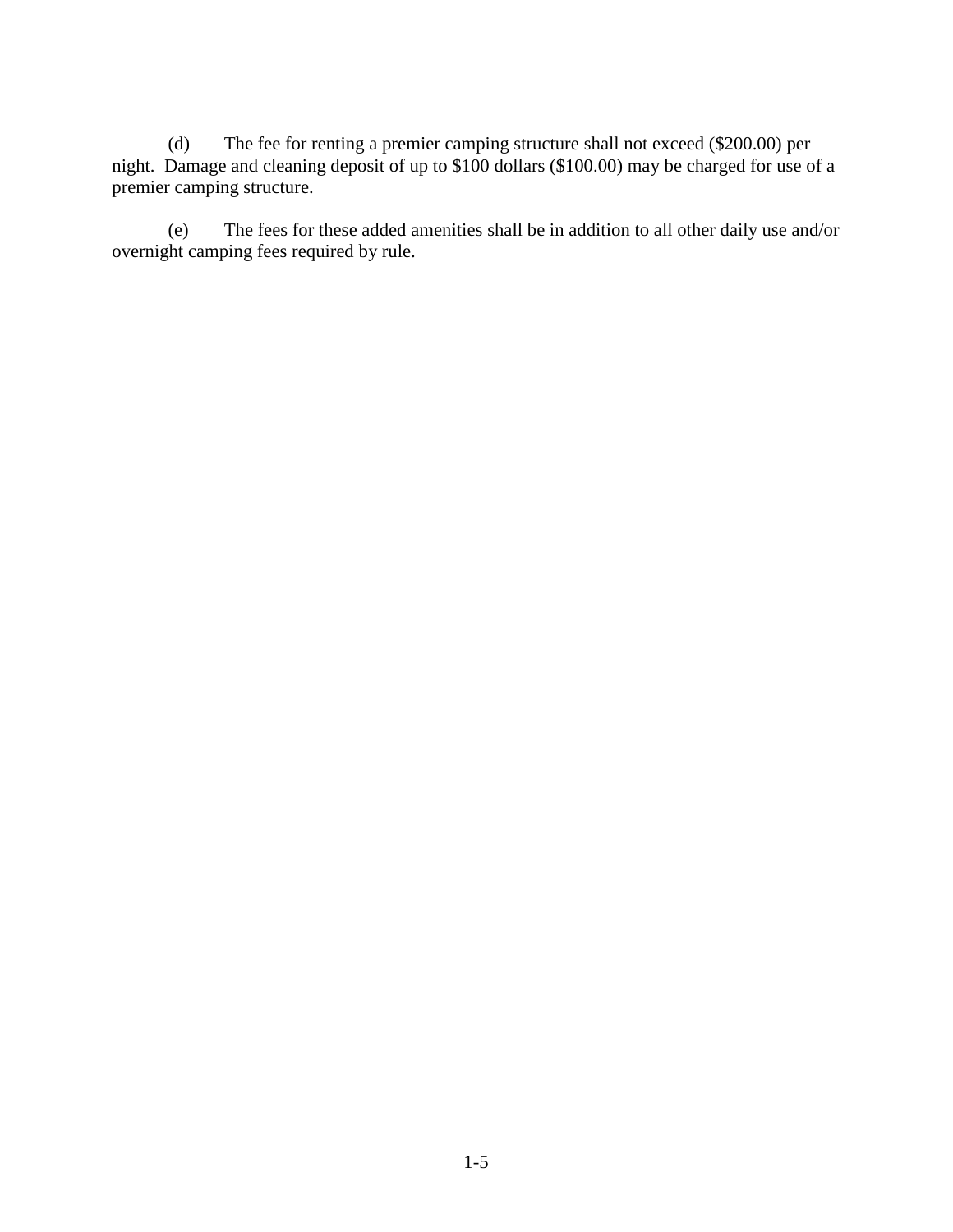(d) The fee for renting a premier camping structure shall not exceed ($200.00) per night. Damage and cleaning deposit of up to $100 dollars ($100.00) may be charged for use of a premier camping structure.

(e) The fees for these added amenities shall be in addition to all other daily use and/or overnight camping fees required by rule.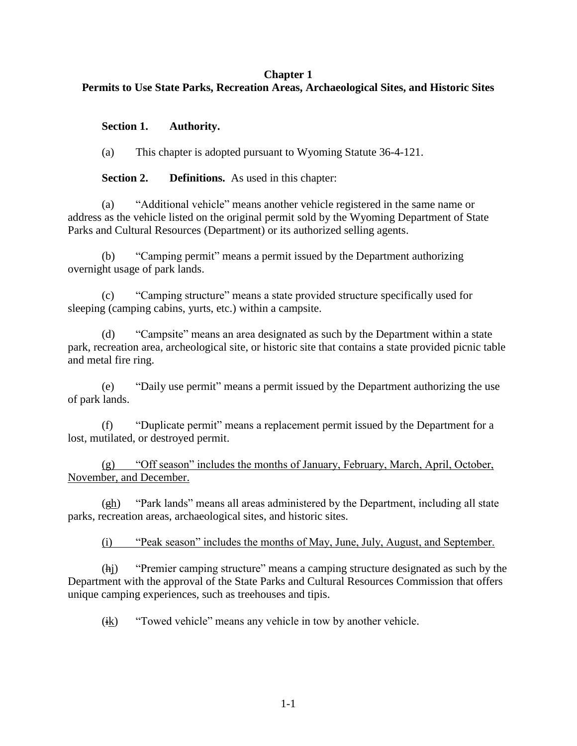# Chapter 1

## Permits to Use State Parks, Recreation Areas, Archaeological Sites, and Historic Sites

**Section 1. Authority.**

(a) This chapter is adopted pursuant to Wyoming Statute 36-4-121.

**Section 2. Definitions.** As used in this chapter:

(a) "Additional vehicle" means another vehicle registered in the same name or address as the vehicle listed on the original permit sold by the Wyoming Department of State Parks and Cultural Resources (Department) or its authorized selling agents.

(b) "Camping permit" means a permit issued by the Department authorizing overnight usage of park lands.

(c) "Camping structure" means a state provided structure specifically used for sleeping (camping cabins, yurts, etc.) within a campsite.

(d) "Campsite" means an area designated as such by the Department within a state park, recreation area, archeological site, or historic site that contains a state provided picnic table and metal fire ring.

(e) "Daily use permit" means a permit issued by the Department authorizing the use of park lands.

(f) "Duplicate permit" means a replacement permit issued by the Department for a lost, mutilated, or destroyed permit.

<u>(g) "Off season" includes the months of January, February, March, April, October, November, and December.</u>

(~~g~~<u>h</u>) "Park lands" means all areas administered by the Department, including all state parks, recreation areas, archaeological sites, and historic sites.

<u>(i) "Peak season" includes the months of May, June, July, August, and September.</u>

(~~h~~<u>j</u>) "Premier camping structure" means a camping structure designated as such by the Department with the approval of the State Parks and Cultural Resources Commission that offers unique camping experiences, such as treehouses and tipis.

(~~i~~<u>k</u>) "Towed vehicle" means any vehicle in tow by another vehicle.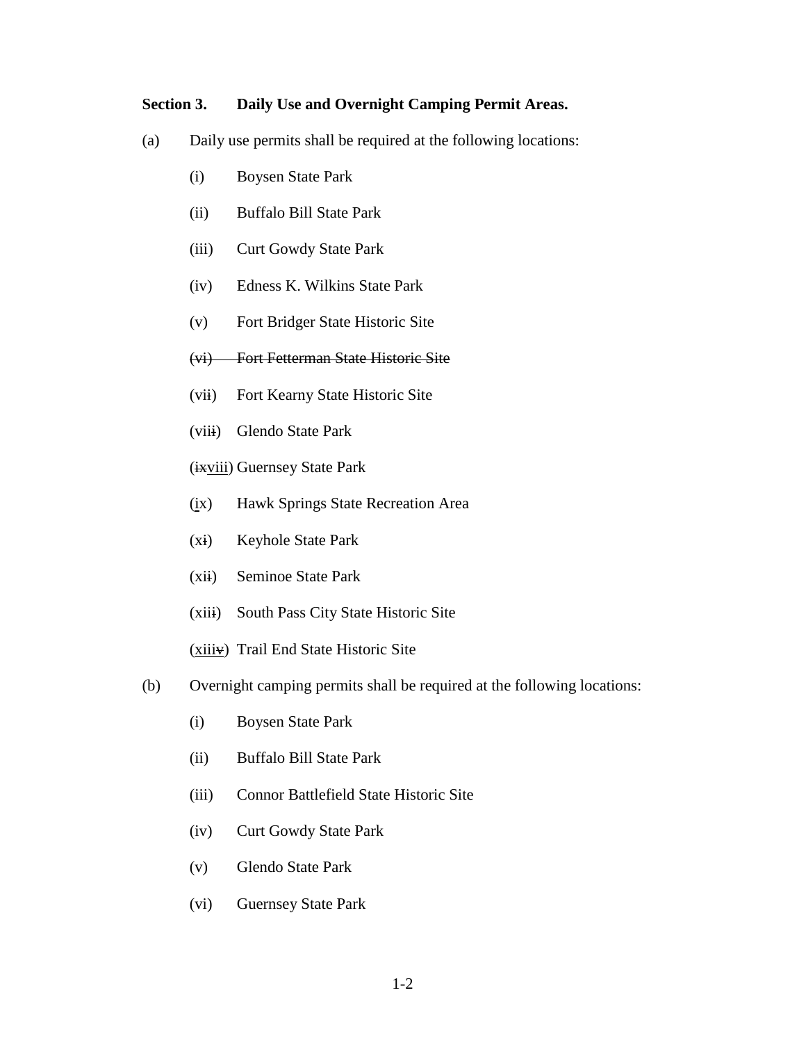**Section 3. Daily Use and Overnight Camping Permit Areas.**

(a) Daily use permits shall be required at the following locations:

(i) Boysen State Park

(ii) Buffalo Bill State Park

(iii) Curt Gowdy State Park

(iv) Edness K. Wilkins State Park

(v) Fort Bridger State Historic Site

~~(vi) Fort Fetterman State Historic Site~~

(vi~~i~~) Fort Kearny State Historic Site

(vii~~i~~) Glendo State Park

(~~ix~~<u>viii</u>) Guernsey State Park

(<u>i</u>x) Hawk Springs State Recreation Area

(x~~i~~) Keyhole State Park

(xi~~i~~) Seminoe State Park

(xii~~i~~) South Pass City State Historic Site

(<u>xiii</u>~~v~~) Trail End State Historic Site

(b) Overnight camping permits shall be required at the following locations:

(i) Boysen State Park

(ii) Buffalo Bill State Park

(iii) Connor Battlefield State Historic Site

(iv) Curt Gowdy State Park

(v) Glendo State Park

(vi) Guernsey State Park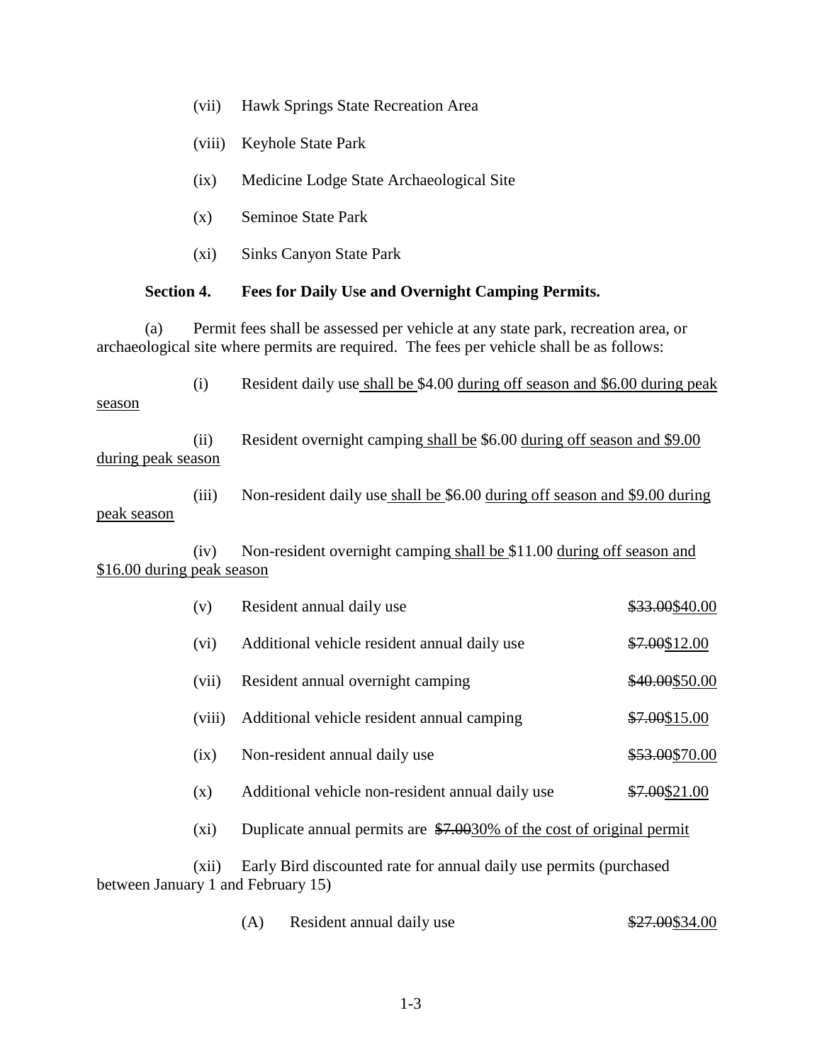(vii) Hawk Springs State Recreation Area

(viii) Keyhole State Park

(ix) Medicine Lodge State Archaeological Site

(x) Seminoe State Park

(xi) Sinks Canyon State Park

**Section 4. Fees for Daily Use and Overnight Camping Permits.**

(a) Permit fees shall be assessed per vehicle at any state park, recreation area, or archaeological site where permits are required. The fees per vehicle shall be as follows:

(i) Resident daily use shall be $4.00 during off season and $6.00 during peak season

(ii) Resident overnight camping shall be $6.00 during off season and $9.00 during peak season

(iii) Non-resident daily use shall be $6.00 during off season and $9.00 during peak season

(iv) Non-resident overnight camping shall be $11.00 during off season and $16.00 during peak season

(v) Resident annual daily use ~~$33.00~~$40.00

(vi) Additional vehicle resident annual daily use ~~$7.00~~$12.00

(vii) Resident annual overnight camping ~~$40.00~~$50.00

(viii) Additional vehicle resident annual camping ~~$7.00~~$15.00

(ix) Non-resident annual daily use ~~$53.00~~$70.00

(x) Additional vehicle non-resident annual daily use ~~$7.00~~$21.00

(xi) Duplicate annual permits are ~~$7.00~~30% of the cost of original permit

(xii) Early Bird discounted rate for annual daily use permits (purchased between January 1 and February 15)

(A) Resident annual daily use ~~$27.00~~$34.00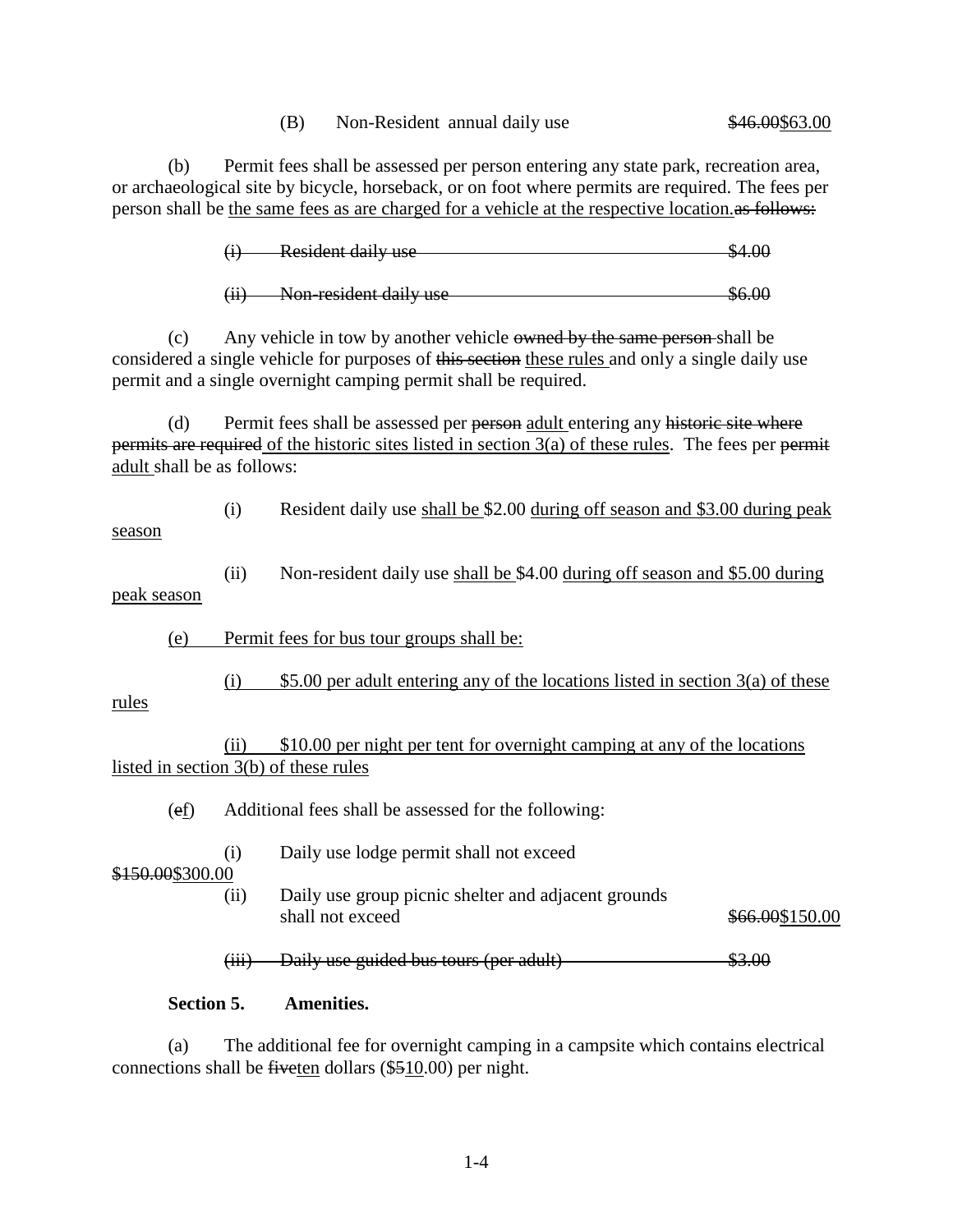(B) Non-Resident annual daily use ~~$46.00~~<u>$63.00</u>

(b) Permit fees shall be assessed per person entering any state park, recreation area, or archaeological site by bicycle, horseback, or on foot where permits are required. The fees per person shall be <u>the same fees as are charged for a vehicle at the respective location.</u>~~as follows:~~

~~(i) Resident daily use $4.00~~

~~(ii) Non-resident daily use $6.00~~

(c) Any vehicle in tow by another vehicle ~~owned by the same person~~ shall be considered a single vehicle for purposes of ~~this section~~ <u>these rules</u> and only a single daily use permit and a single overnight camping permit shall be required.

(d) Permit fees shall be assessed per ~~person~~ <u>adult</u> entering any ~~historic site where permits are required~~ <u>of the historic sites listed in section 3(a) of these rules</u>. The fees per ~~permit~~ <u>adult</u> shall be as follows:

(i) Resident daily use <u>shall be</u> $2.00 <u>during off season and $3.00 during peak season</u>

(ii) Non-resident daily use <u>shall be</u> $4.00 <u>during off season and $5.00 during peak season</u>

<u>(e) Permit fees for bus tour groups shall be:</u>

<u>(i) $5.00 per adult entering any of the locations listed in section 3(a) of these rules</u>

<u>(ii) $10.00 per night per tent for overnight camping at any of the locations listed in section 3(b) of these rules</u>

(~~e~~<u>f</u>) Additional fees shall be assessed for the following:

(i) Daily use lodge permit shall not exceed ~~$150.00~~<u>$300.00</u>

(ii) Daily use group picnic shelter and adjacent grounds shall not exceed ~~$66.00~~<u>$150.00</u>

~~(iii) Daily use guided bus tours (per adult) $3.00~~

**Section 5. Amenities.**

(a) The additional fee for overnight camping in a campsite which contains electrical connections shall be ~~five~~<u>ten</u> dollars ($~~5~~<u>10</u>.00) per night.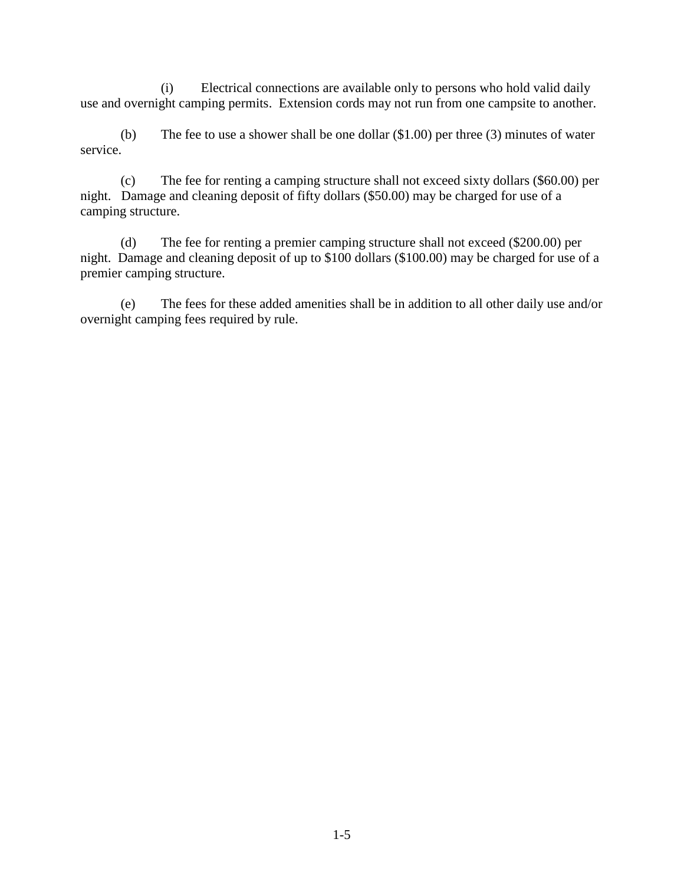(i) Electrical connections are available only to persons who hold valid daily use and overnight camping permits. Extension cords may not run from one campsite to another.

(b) The fee to use a shower shall be one dollar ($1.00) per three (3) minutes of water service.

(c) The fee for renting a camping structure shall not exceed sixty dollars ($60.00) per night. Damage and cleaning deposit of fifty dollars ($50.00) may be charged for use of a camping structure.

(d) The fee for renting a premier camping structure shall not exceed ($200.00) per night. Damage and cleaning deposit of up to $100 dollars ($100.00) may be charged for use of a premier camping structure.

(e) The fees for these added amenities shall be in addition to all other daily use and/or overnight camping fees required by rule.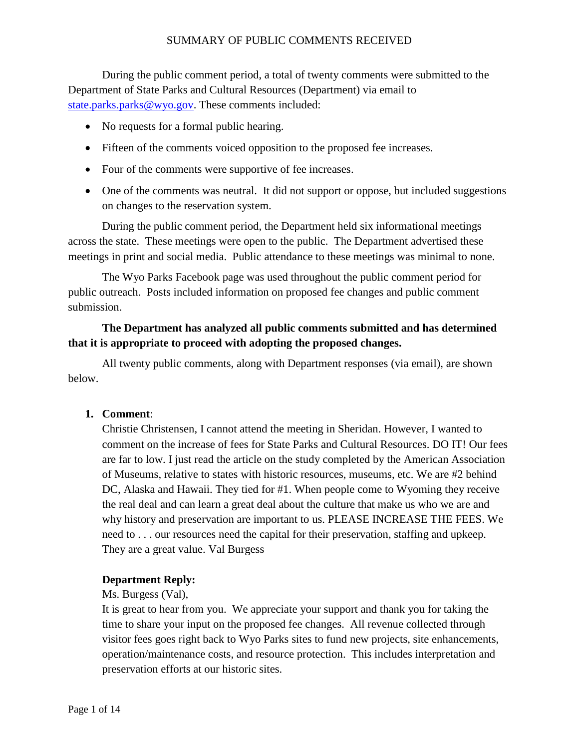# SUMMARY OF PUBLIC COMMENTS RECEIVED

During the public comment period, a total of twenty comments were submitted to the Department of State Parks and Cultural Resources (Department) via email to state.parks.parks@wyo.gov. These comments included:

- No requests for a formal public hearing.
- Fifteen of the comments voiced opposition to the proposed fee increases.
- Four of the comments were supportive of fee increases.
- One of the comments was neutral. It did not support or oppose, but included suggestions on changes to the reservation system.

During the public comment period, the Department held six informational meetings across the state. These meetings were open to the public. The Department advertised these meetings in print and social media. Public attendance to these meetings was minimal to none.

The Wyo Parks Facebook page was used throughout the public comment period for public outreach. Posts included information on proposed fee changes and public comment submission.

**The Department has analyzed all public comments submitted and has determined that it is appropriate to proceed with adopting the proposed changes.**

All twenty public comments, along with Department responses (via email), are shown below.

1. **Comment**:
   Christie Christensen, I cannot attend the meeting in Sheridan. However, I wanted to comment on the increase of fees for State Parks and Cultural Resources. DO IT! Our fees are far to low. I just read the article on the study completed by the American Association of Museums, relative to states with historic resources, museums, etc. We are #2 behind DC, Alaska and Hawaii. They tied for #1. When people come to Wyoming they receive the real deal and can learn a great deal about the culture that make us who we are and why history and preservation are important to us. PLEASE INCREASE THE FEES. We need to . . . our resources need the capital for their preservation, staffing and upkeep. They are a great value. Val Burgess

   **Department Reply:**
   Ms. Burgess (Val),
   It is great to hear from you. We appreciate your support and thank you for taking the time to share your input on the proposed fee changes. All revenue collected through visitor fees goes right back to Wyo Parks sites to fund new projects, site enhancements, operation/maintenance costs, and resource protection. This includes interpretation and preservation efforts at our historic sites.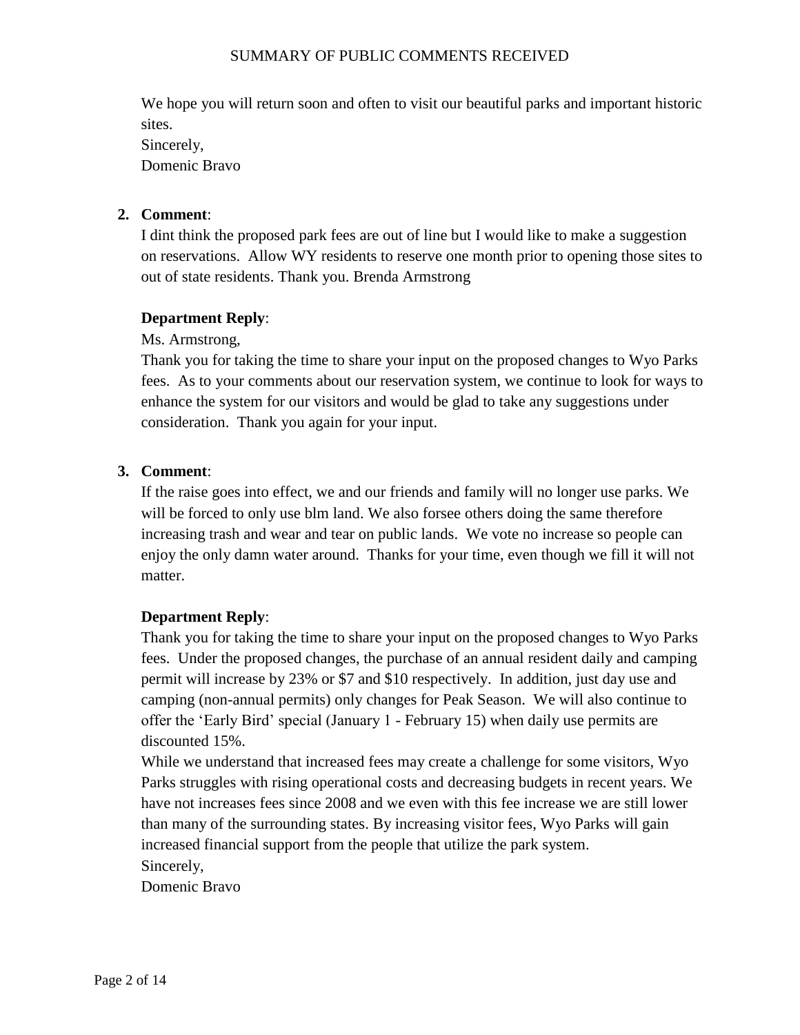We hope you will return soon and often to visit our beautiful parks and important historic sites.
Sincerely,
Domenic Bravo

2. **Comment**:
   I dint think the proposed park fees are out of line but I would like to make a suggestion on reservations. Allow WY residents to reserve one month prior to opening those sites to out of state residents. Thank you. Brenda Armstrong

   **Department Reply**:
   Ms. Armstrong,
   Thank you for taking the time to share your input on the proposed changes to Wyo Parks fees. As to your comments about our reservation system, we continue to look for ways to enhance the system for our visitors and would be glad to take any suggestions under consideration. Thank you again for your input.

3. **Comment**:
   If the raise goes into effect, we and our friends and family will no longer use parks. We will be forced to only use blm land. We also forsee others doing the same therefore increasing trash and wear and tear on public lands. We vote no increase so people can enjoy the only damn water around. Thanks for your time, even though we fill it will not matter.

   **Department Reply**:
   Thank you for taking the time to share your input on the proposed changes to Wyo Parks fees. Under the proposed changes, the purchase of an annual resident daily and camping permit will increase by 23% or $7 and $10 respectively. In addition, just day use and camping (non-annual permits) only changes for Peak Season. We will also continue to offer the 'Early Bird' special (January 1 - February 15) when daily use permits are discounted 15%.
   While we understand that increased fees may create a challenge for some visitors, Wyo Parks struggles with rising operational costs and decreasing budgets in recent years. We have not increases fees since 2008 and we even with this fee increase we are still lower than many of the surrounding states. By increasing visitor fees, Wyo Parks will gain increased financial support from the people that utilize the park system.
   Sincerely,
   Domenic Bravo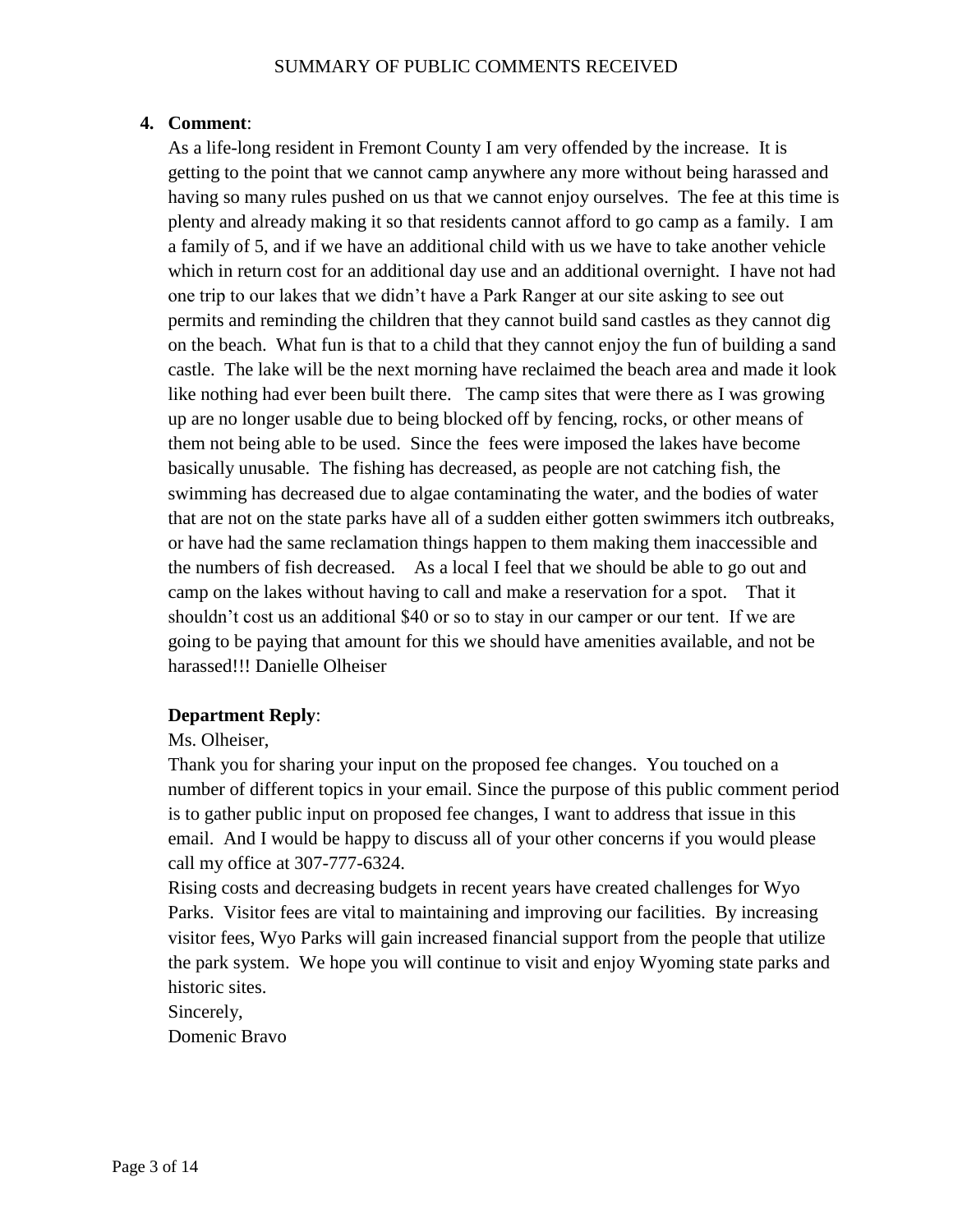4. **Comment**:

As a life-long resident in Fremont County I am very offended by the increase. It is getting to the point that we cannot camp anywhere any more without being harassed and having so many rules pushed on us that we cannot enjoy ourselves. The fee at this time is plenty and already making it so that residents cannot afford to go camp as a family. I am a family of 5, and if we have an additional child with us we have to take another vehicle which in return cost for an additional day use and an additional overnight. I have not had one trip to our lakes that we didn't have a Park Ranger at our site asking to see out permits and reminding the children that they cannot build sand castles as they cannot dig on the beach. What fun is that to a child that they cannot enjoy the fun of building a sand castle. The lake will be the next morning have reclaimed the beach area and made it look like nothing had ever been built there. The camp sites that were there as I was growing up are no longer usable due to being blocked off by fencing, rocks, or other means of them not being able to be used. Since the fees were imposed the lakes have become basically unusable. The fishing has decreased, as people are not catching fish, the swimming has decreased due to algae contaminating the water, and the bodies of water that are not on the state parks have all of a sudden either gotten swimmers itch outbreaks, or have had the same reclamation things happen to them making them inaccessible and the numbers of fish decreased. As a local I feel that we should be able to go out and camp on the lakes without having to call and make a reservation for a spot. That it shouldn't cost us an additional $40 or so to stay in our camper or our tent. If we are going to be paying that amount for this we should have amenities available, and not be harassed!!! Danielle Olheiser

**Department Reply**:

Ms. Olheiser,

Thank you for sharing your input on the proposed fee changes. You touched on a number of different topics in your email. Since the purpose of this public comment period is to gather public input on proposed fee changes, I want to address that issue in this email. And I would be happy to discuss all of your other concerns if you would please call my office at 307-777-6324.

Rising costs and decreasing budgets in recent years have created challenges for Wyo Parks. Visitor fees are vital to maintaining and improving our facilities. By increasing visitor fees, Wyo Parks will gain increased financial support from the people that utilize the park system. We hope you will continue to visit and enjoy Wyoming state parks and historic sites.

Sincerely,

Domenic Bravo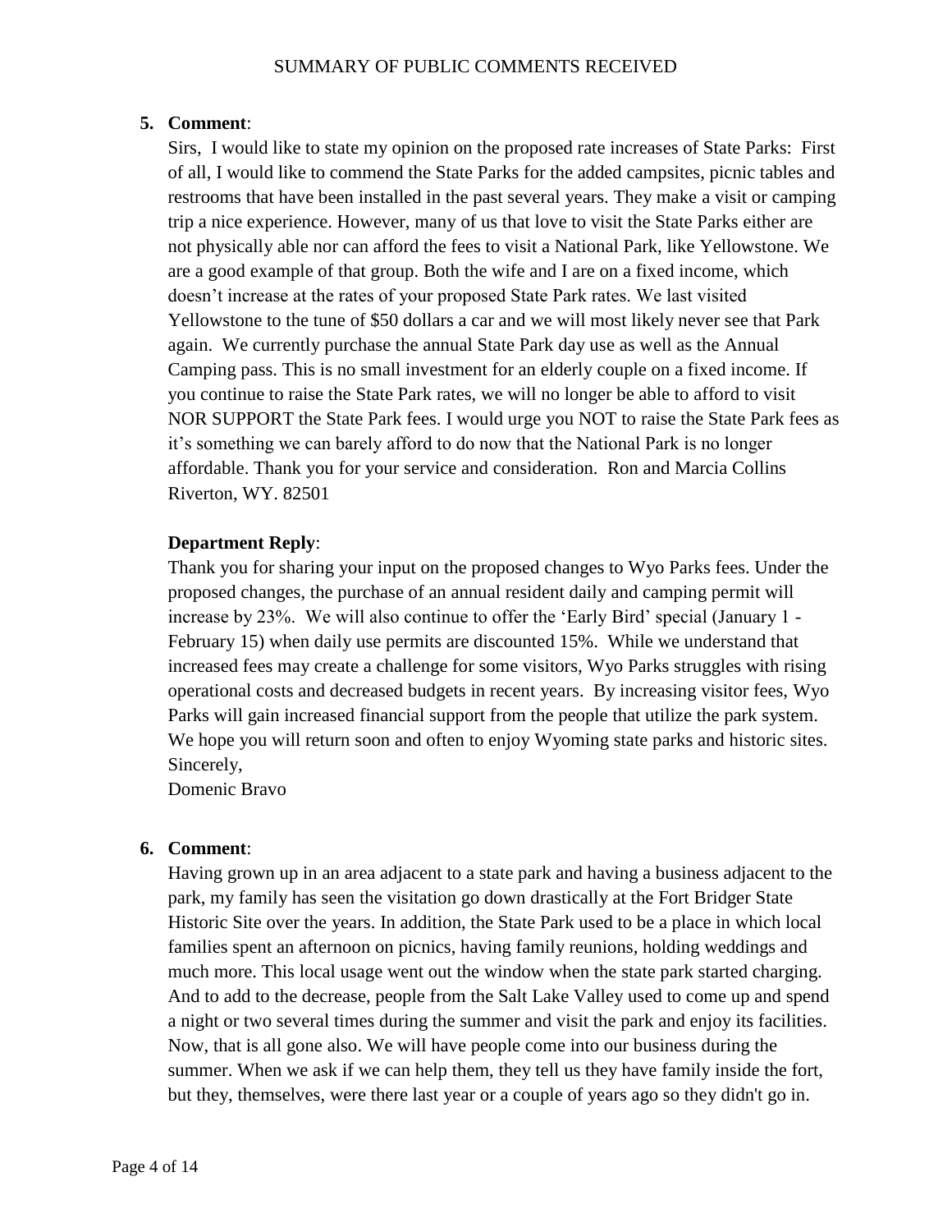5. **Comment**:

   Sirs, I would like to state my opinion on the proposed rate increases of State Parks: First of all, I would like to commend the State Parks for the added campsites, picnic tables and restrooms that have been installed in the past several years. They make a visit or camping trip a nice experience. However, many of us that love to visit the State Parks either are not physically able nor can afford the fees to visit a National Park, like Yellowstone. We are a good example of that group. Both the wife and I are on a fixed income, which doesn't increase at the rates of your proposed State Park rates. We last visited Yellowstone to the tune of $50 dollars a car and we will most likely never see that Park again. We currently purchase the annual State Park day use as well as the Annual Camping pass. This is no small investment for an elderly couple on a fixed income. If you continue to raise the State Park rates, we will no longer be able to afford to visit NOR SUPPORT the State Park fees. I would urge you NOT to raise the State Park fees as it's something we can barely afford to do now that the National Park is no longer affordable. Thank you for your service and consideration. Ron and Marcia Collins Riverton, WY. 82501

   **Department Reply**:

   Thank you for sharing your input on the proposed changes to Wyo Parks fees. Under the proposed changes, the purchase of an annual resident daily and camping permit will increase by 23%. We will also continue to offer the 'Early Bird' special (January 1 - February 15) when daily use permits are discounted 15%. While we understand that increased fees may create a challenge for some visitors, Wyo Parks struggles with rising operational costs and decreased budgets in recent years. By increasing visitor fees, Wyo Parks will gain increased financial support from the people that utilize the park system. We hope you will return soon and often to enjoy Wyoming state parks and historic sites.
   Sincerely,
   Domenic Bravo

6. **Comment**:

   Having grown up in an area adjacent to a state park and having a business adjacent to the park, my family has seen the visitation go down drastically at the Fort Bridger State Historic Site over the years. In addition, the State Park used to be a place in which local families spent an afternoon on picnics, having family reunions, holding weddings and much more. This local usage went out the window when the state park started charging. And to add to the decrease, people from the Salt Lake Valley used to come up and spend a night or two several times during the summer and visit the park and enjoy its facilities. Now, that is all gone also. We will have people come into our business during the summer. When we ask if we can help them, they tell us they have family inside the fort, but they, themselves, were there last year or a couple of years ago so they didn't go in.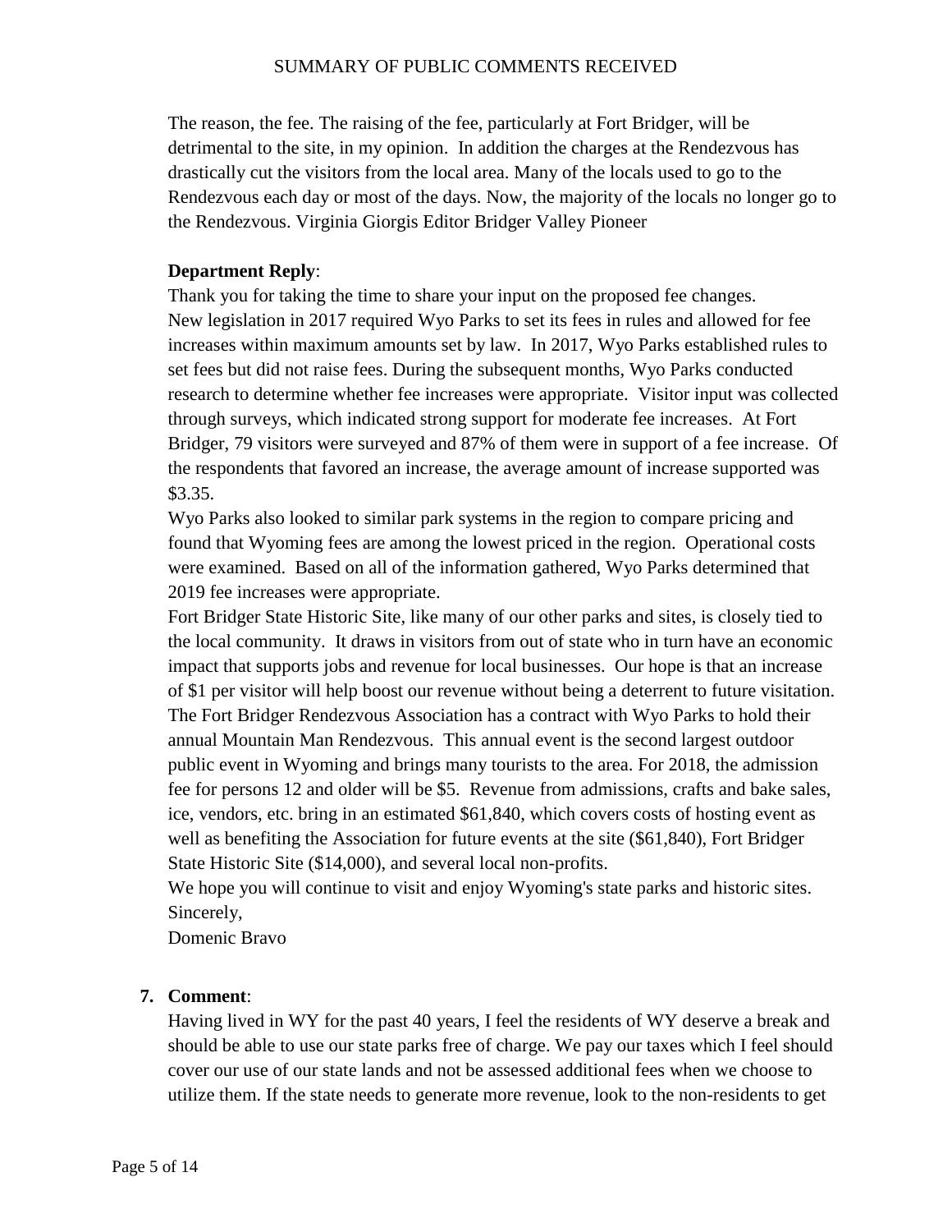The reason, the fee. The raising of the fee, particularly at Fort Bridger, will be detrimental to the site, in my opinion. In addition the charges at the Rendezvous has drastically cut the visitors from the local area. Many of the locals used to go to the Rendezvous each day or most of the days. Now, the majority of the locals no longer go to the Rendezvous. Virginia Giorgis Editor Bridger Valley Pioneer

**Department Reply**:

Thank you for taking the time to share your input on the proposed fee changes.
New legislation in 2017 required Wyo Parks to set its fees in rules and allowed for fee increases within maximum amounts set by law. In 2017, Wyo Parks established rules to set fees but did not raise fees. During the subsequent months, Wyo Parks conducted research to determine whether fee increases were appropriate. Visitor input was collected through surveys, which indicated strong support for moderate fee increases. At Fort Bridger, 79 visitors were surveyed and 87% of them were in support of a fee increase. Of the respondents that favored an increase, the average amount of increase supported was \$3.35.
Wyo Parks also looked to similar park systems in the region to compare pricing and found that Wyoming fees are among the lowest priced in the region. Operational costs were examined. Based on all of the information gathered, Wyo Parks determined that 2019 fee increases were appropriate.
Fort Bridger State Historic Site, like many of our other parks and sites, is closely tied to the local community. It draws in visitors from out of state who in turn have an economic impact that supports jobs and revenue for local businesses. Our hope is that an increase of \$1 per visitor will help boost our revenue without being a deterrent to future visitation.
The Fort Bridger Rendezvous Association has a contract with Wyo Parks to hold their annual Mountain Man Rendezvous. This annual event is the second largest outdoor public event in Wyoming and brings many tourists to the area. For 2018, the admission fee for persons 12 and older will be \$5. Revenue from admissions, crafts and bake sales, ice, vendors, etc. bring in an estimated \$61,840, which covers costs of hosting event as well as benefiting the Association for future events at the site (\$61,840), Fort Bridger State Historic Site (\$14,000), and several local non-profits.
We hope you will continue to visit and enjoy Wyoming's state parks and historic sites.
Sincerely,
Domenic Bravo

7. **Comment**:

Having lived in WY for the past 40 years, I feel the residents of WY deserve a break and should be able to use our state parks free of charge. We pay our taxes which I feel should cover our use of our state lands and not be assessed additional fees when we choose to utilize them. If the state needs to generate more revenue, look to the non-residents to get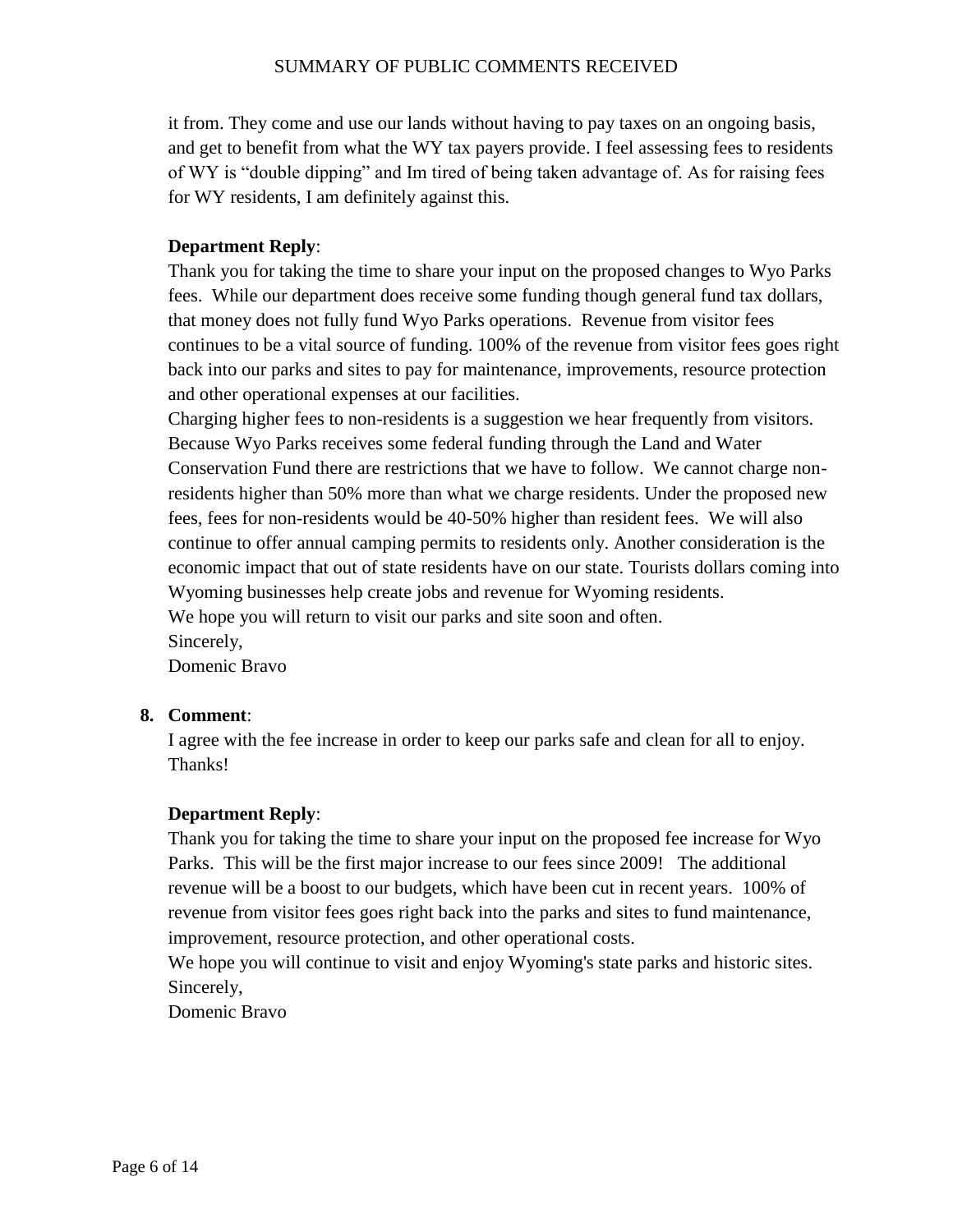it from. They come and use our lands without having to pay taxes on an ongoing basis, and get to benefit from what the WY tax payers provide. I feel assessing fees to residents of WY is “double dipping” and Im tired of being taken advantage of. As for raising fees for WY residents, I am definitely against this.

**Department Reply**:
Thank you for taking the time to share your input on the proposed changes to Wyo Parks fees. While our department does receive some funding though general fund tax dollars, that money does not fully fund Wyo Parks operations. Revenue from visitor fees continues to be a vital source of funding. 100% of the revenue from visitor fees goes right back into our parks and sites to pay for maintenance, improvements, resource protection and other operational expenses at our facilities.
Charging higher fees to non-residents is a suggestion we hear frequently from visitors. Because Wyo Parks receives some federal funding through the Land and Water Conservation Fund there are restrictions that we have to follow. We cannot charge non-residents higher than 50% more than what we charge residents. Under the proposed new fees, fees for non-residents would be 40-50% higher than resident fees. We will also continue to offer annual camping permits to residents only. Another consideration is the economic impact that out of state residents have on our state. Tourists dollars coming into Wyoming businesses help create jobs and revenue for Wyoming residents.
We hope you will return to visit our parks and site soon and often.
Sincerely,
Domenic Bravo

8. **Comment**:
I agree with the fee increase in order to keep our parks safe and clean for all to enjoy. Thanks!

**Department Reply**:
Thank you for taking the time to share your input on the proposed fee increase for Wyo Parks. This will be the first major increase to our fees since 2009! The additional revenue will be a boost to our budgets, which have been cut in recent years. 100% of revenue from visitor fees goes right back into the parks and sites to fund maintenance, improvement, resource protection, and other operational costs.
We hope you will continue to visit and enjoy Wyoming's state parks and historic sites.
Sincerely,
Domenic Bravo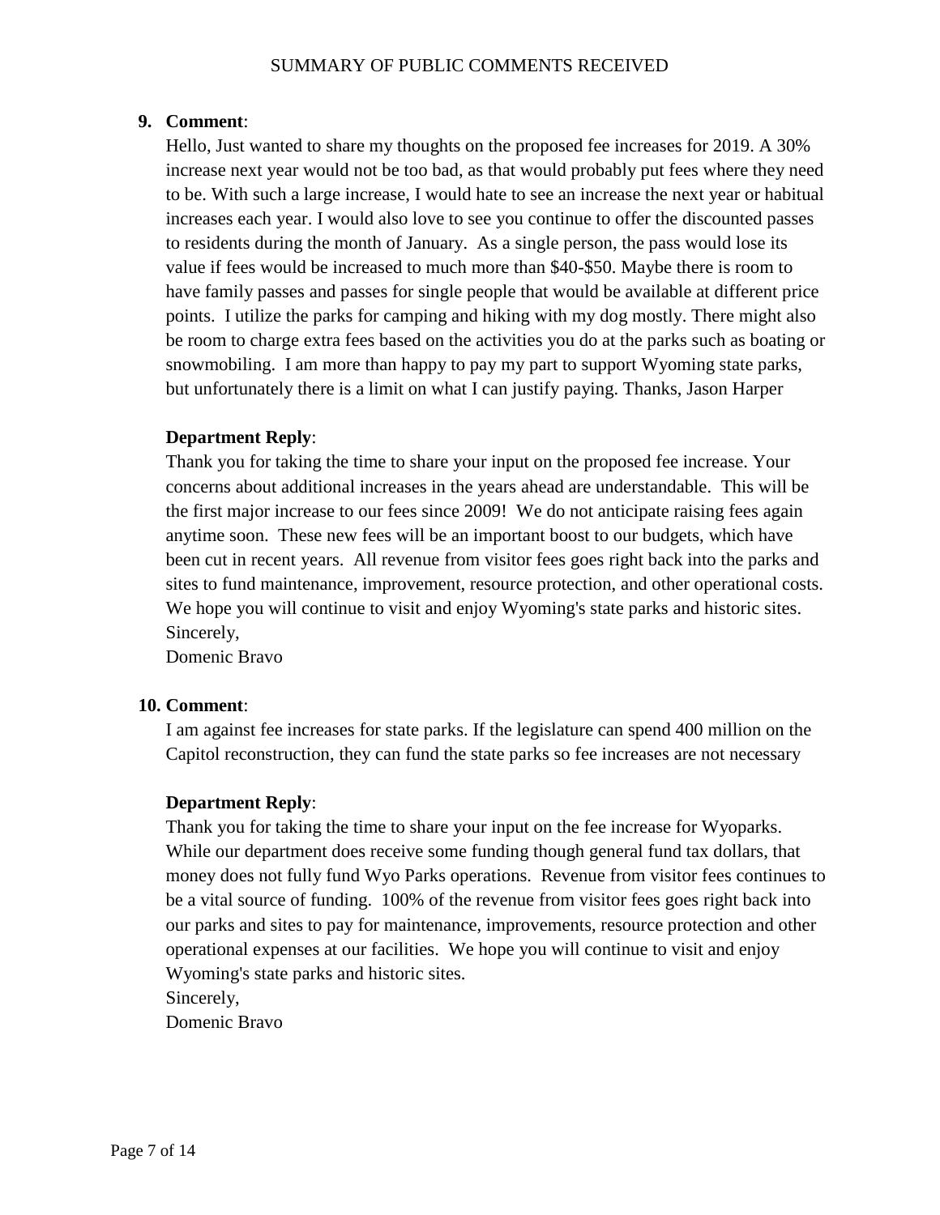9. **Comment**:

   Hello, Just wanted to share my thoughts on the proposed fee increases for 2019. A 30% increase next year would not be too bad, as that would probably put fees where they need to be. With such a large increase, I would hate to see an increase the next year or habitual increases each year. I would also love to see you continue to offer the discounted passes to residents during the month of January. As a single person, the pass would lose its value if fees would be increased to much more than $40-$50. Maybe there is room to have family passes and passes for single people that would be available at different price points. I utilize the parks for camping and hiking with my dog mostly. There might also be room to charge extra fees based on the activities you do at the parks such as boating or snowmobiling. I am more than happy to pay my part to support Wyoming state parks, but unfortunately there is a limit on what I can justify paying. Thanks, Jason Harper

   **Department Reply**:

   Thank you for taking the time to share your input on the proposed fee increase. Your concerns about additional increases in the years ahead are understandable. This will be the first major increase to our fees since 2009! We do not anticipate raising fees again anytime soon. These new fees will be an important boost to our budgets, which have been cut in recent years. All revenue from visitor fees goes right back into the parks and sites to fund maintenance, improvement, resource protection, and other operational costs. We hope you will continue to visit and enjoy Wyoming's state parks and historic sites.
   Sincerely,
   Domenic Bravo

10. **Comment**:

    I am against fee increases for state parks. If the legislature can spend 400 million on the Capitol reconstruction, they can fund the state parks so fee increases are not necessary

    **Department Reply**:

    Thank you for taking the time to share your input on the fee increase for Wyoparks. While our department does receive some funding though general fund tax dollars, that money does not fully fund Wyo Parks operations. Revenue from visitor fees continues to be a vital source of funding. 100% of the revenue from visitor fees goes right back into our parks and sites to pay for maintenance, improvements, resource protection and other operational expenses at our facilities. We hope you will continue to visit and enjoy Wyoming's state parks and historic sites.
    Sincerely,
    Domenic Bravo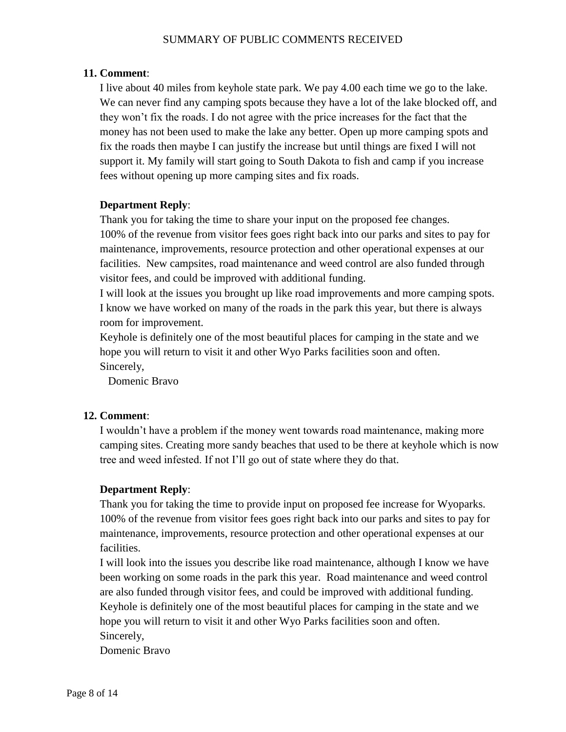11. **Comment**:

I live about 40 miles from keyhole state park. We pay 4.00 each time we go to the lake. We can never find any camping spots because they have a lot of the lake blocked off, and they won't fix the roads. I do not agree with the price increases for the fact that the money has not been used to make the lake any better. Open up more camping spots and fix the roads then maybe I can justify the increase but until things are fixed I will not support it. My family will start going to South Dakota to fish and camp if you increase fees without opening up more camping sites and fix roads.

**Department Reply**:

Thank you for taking the time to share your input on the proposed fee changes.
100% of the revenue from visitor fees goes right back into our parks and sites to pay for maintenance, improvements, resource protection and other operational expenses at our facilities. New campsites, road maintenance and weed control are also funded through visitor fees, and could be improved with additional funding.
I will look at the issues you brought up like road improvements and more camping spots. I know we have worked on many of the roads in the park this year, but there is always room for improvement.
Keyhole is definitely one of the most beautiful places for camping in the state and we hope you will return to visit it and other Wyo Parks facilities soon and often.
Sincerely,
Domenic Bravo

12. **Comment**:

I wouldn't have a problem if the money went towards road maintenance, making more camping sites. Creating more sandy beaches that used to be there at keyhole which is now tree and weed infested. If not I'll go out of state where they do that.

**Department Reply**:

Thank you for taking the time to provide input on proposed fee increase for Wyoparks.
100% of the revenue from visitor fees goes right back into our parks and sites to pay for maintenance, improvements, resource protection and other operational expenses at our facilities.
I will look into the issues you describe like road maintenance, although I know we have been working on some roads in the park this year. Road maintenance and weed control are also funded through visitor fees, and could be improved with additional funding.
Keyhole is definitely one of the most beautiful places for camping in the state and we hope you will return to visit it and other Wyo Parks facilities soon and often.
Sincerely,
Domenic Bravo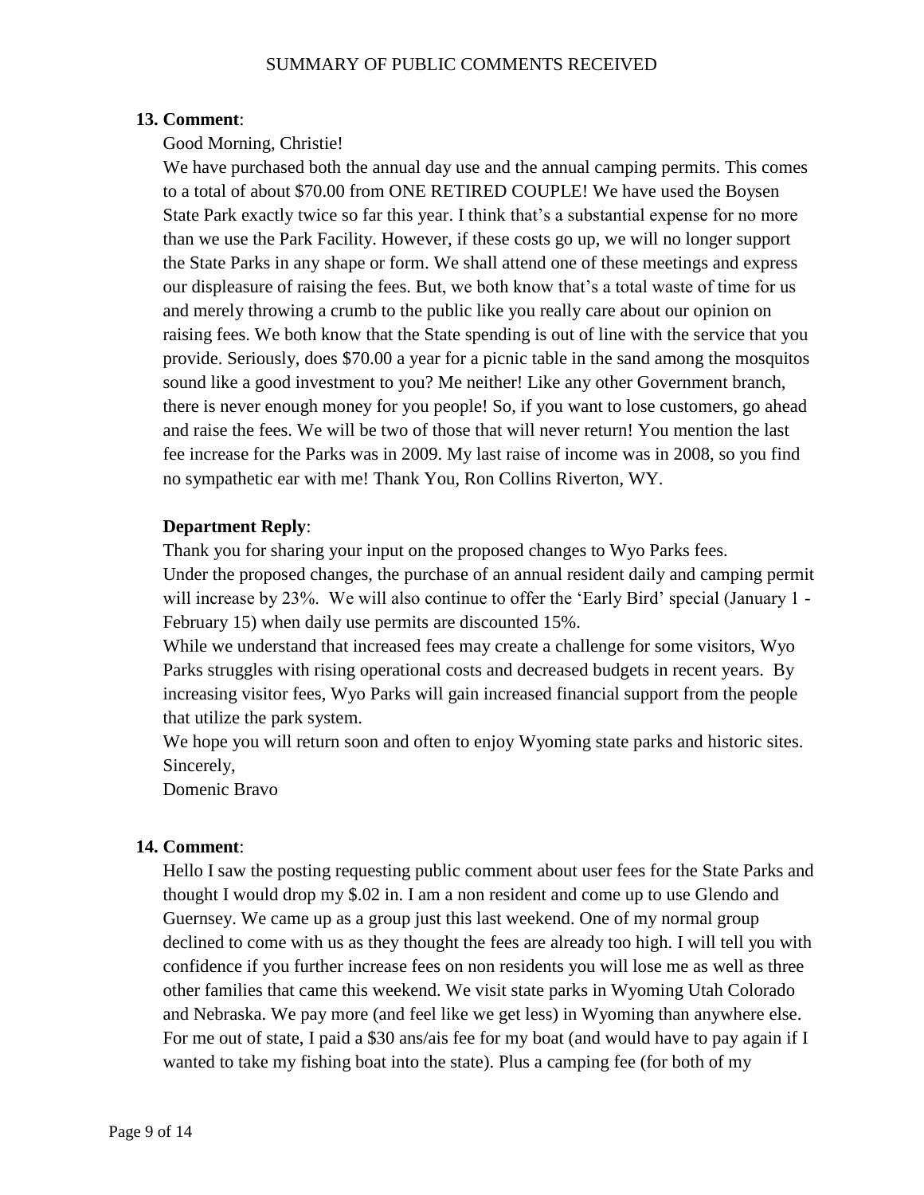SUMMARY OF PUBLIC COMMENTS RECEIVED

**13. Comment**:

Good Morning, Christie!

We have purchased both the annual day use and the annual camping permits. This comes to a total of about $70.00 from ONE RETIRED COUPLE! We have used the Boysen State Park exactly twice so far this year. I think that's a substantial expense for no more than we use the Park Facility. However, if these costs go up, we will no longer support the State Parks in any shape or form. We shall attend one of these meetings and express our displeasure of raising the fees. But, we both know that's a total waste of time for us and merely throwing a crumb to the public like you really care about our opinion on raising fees. We both know that the State spending is out of line with the service that you provide. Seriously, does $70.00 a year for a picnic table in the sand among the mosquitos sound like a good investment to you? Me neither! Like any other Government branch, there is never enough money for you people! So, if you want to lose customers, go ahead and raise the fees. We will be two of those that will never return! You mention the last fee increase for the Parks was in 2009. My last raise of income was in 2008, so you find no sympathetic ear with me! Thank You, Ron Collins Riverton, WY.

**Department Reply**:

Thank you for sharing your input on the proposed changes to Wyo Parks fees.
Under the proposed changes, the purchase of an annual resident daily and camping permit will increase by 23%. We will also continue to offer the 'Early Bird' special (January 1 - February 15) when daily use permits are discounted 15%.
While we understand that increased fees may create a challenge for some visitors, Wyo Parks struggles with rising operational costs and decreased budgets in recent years. By increasing visitor fees, Wyo Parks will gain increased financial support from the people that utilize the park system.
We hope you will return soon and often to enjoy Wyoming state parks and historic sites.
Sincerely,
Domenic Bravo

**14. Comment**:

Hello I saw the posting requesting public comment about user fees for the State Parks and thought I would drop my $.02 in. I am a non resident and come up to use Glendo and Guernsey. We came up as a group just this last weekend. One of my normal group declined to come with us as they thought the fees are already too high. I will tell you with confidence if you further increase fees on non residents you will lose me as well as three other families that came this weekend. We visit state parks in Wyoming Utah Colorado and Nebraska. We pay more (and feel like we get less) in Wyoming than anywhere else. For me out of state, I paid a $30 ans/ais fee for my boat (and would have to pay again if I wanted to take my fishing boat into the state). Plus a camping fee (for both of my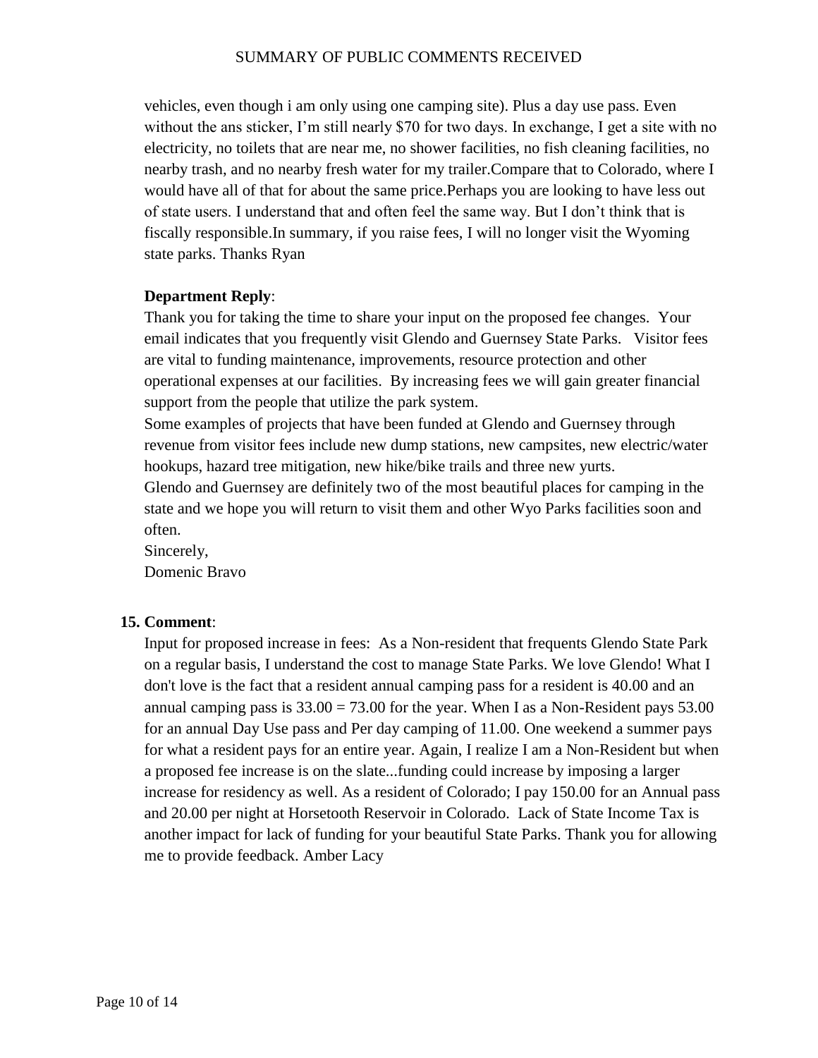vehicles, even though i am only using one camping site). Plus a day use pass. Even without the ans sticker, I’m still nearly $70 for two days. In exchange, I get a site with no electricity, no toilets that are near me, no shower facilities, no fish cleaning facilities, no nearby trash, and no nearby fresh water for my trailer.Compare that to Colorado, where I would have all of that for about the same price.Perhaps you are looking to have less out of state users. I understand that and often feel the same way. But I don’t think that is fiscally responsible.In summary, if you raise fees, I will no longer visit the Wyoming state parks. Thanks Ryan

**Department Reply**:
Thank you for taking the time to share your input on the proposed fee changes. Your email indicates that you frequently visit Glendo and Guernsey State Parks. Visitor fees are vital to funding maintenance, improvements, resource protection and other operational expenses at our facilities. By increasing fees we will gain greater financial support from the people that utilize the park system.
Some examples of projects that have been funded at Glendo and Guernsey through revenue from visitor fees include new dump stations, new campsites, new electric/water hookups, hazard tree mitigation, new hike/bike trails and three new yurts.
Glendo and Guernsey are definitely two of the most beautiful places for camping in the state and we hope you will return to visit them and other Wyo Parks facilities soon and often.
Sincerely,
Domenic Bravo

**15. Comment**:
Input for proposed increase in fees: As a Non-resident that frequents Glendo State Park on a regular basis, I understand the cost to manage State Parks. We love Glendo! What I don't love is the fact that a resident annual camping pass for a resident is 40.00 and an annual camping pass is 33.00 = 73.00 for the year. When I as a Non-Resident pays 53.00 for an annual Day Use pass and Per day camping of 11.00. One weekend a summer pays for what a resident pays for an entire year. Again, I realize I am a Non-Resident but when a proposed fee increase is on the slate...funding could increase by imposing a larger increase for residency as well. As a resident of Colorado; I pay 150.00 for an Annual pass and 20.00 per night at Horsetooth Reservoir in Colorado. Lack of State Income Tax is another impact for lack of funding for your beautiful State Parks. Thank you for allowing me to provide feedback. Amber Lacy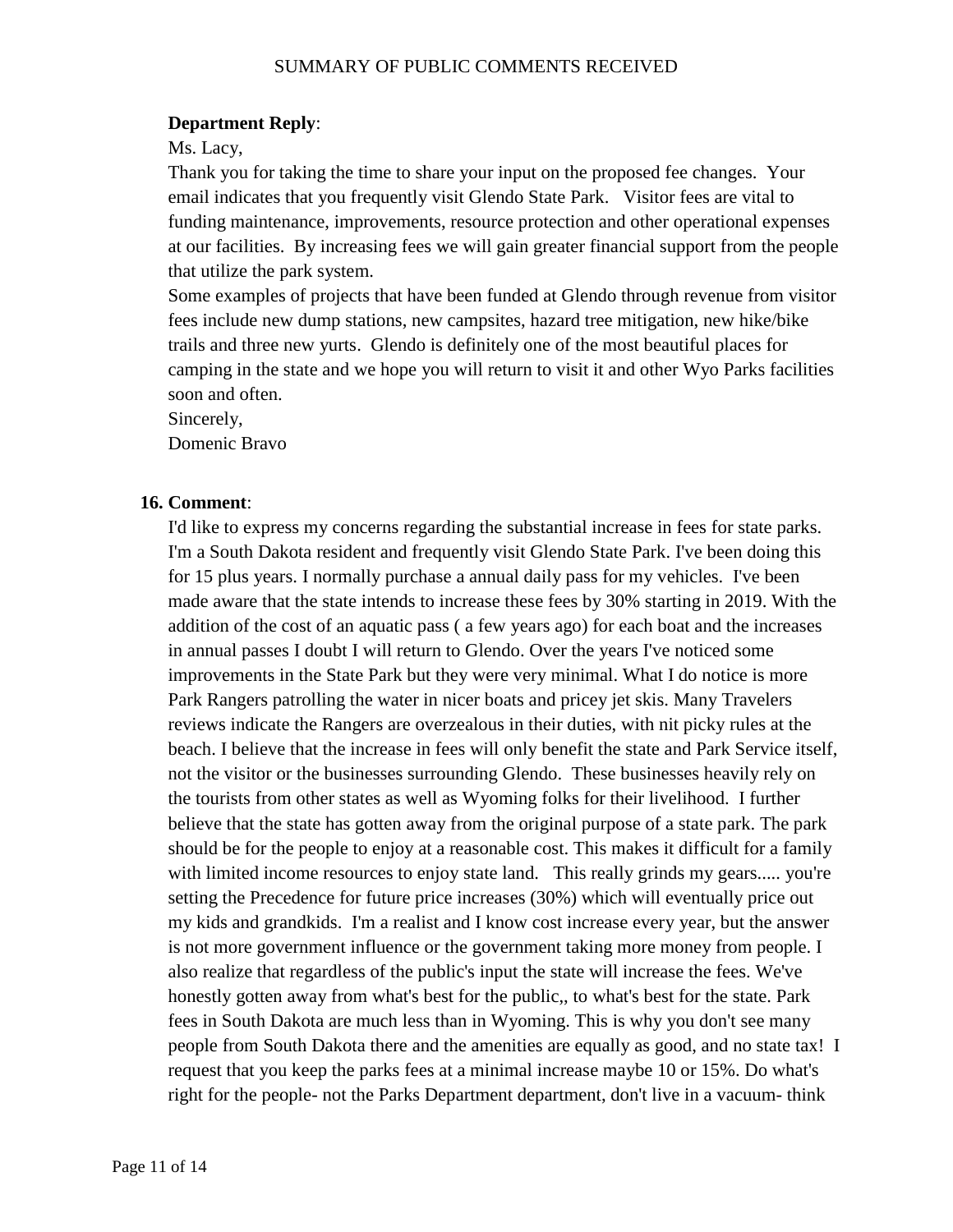**Department Reply**:

Ms. Lacy,

Thank you for taking the time to share your input on the proposed fee changes. Your email indicates that you frequently visit Glendo State Park. Visitor fees are vital to funding maintenance, improvements, resource protection and other operational expenses at our facilities. By increasing fees we will gain greater financial support from the people that utilize the park system.

Some examples of projects that have been funded at Glendo through revenue from visitor fees include new dump stations, new campsites, hazard tree mitigation, new hike/bike trails and three new yurts. Glendo is definitely one of the most beautiful places for camping in the state and we hope you will return to visit it and other Wyo Parks facilities soon and often.

Sincerely,

Domenic Bravo

**16. Comment**:

I'd like to express my concerns regarding the substantial increase in fees for state parks. I'm a South Dakota resident and frequently visit Glendo State Park. I've been doing this for 15 plus years. I normally purchase a annual daily pass for my vehicles. I've been made aware that the state intends to increase these fees by 30% starting in 2019. With the addition of the cost of an aquatic pass ( a few years ago) for each boat and the increases in annual passes I doubt I will return to Glendo. Over the years I've noticed some improvements in the State Park but they were very minimal. What I do notice is more Park Rangers patrolling the water in nicer boats and pricey jet skis. Many Travelers reviews indicate the Rangers are overzealous in their duties, with nit picky rules at the beach. I believe that the increase in fees will only benefit the state and Park Service itself, not the visitor or the businesses surrounding Glendo. These businesses heavily rely on the tourists from other states as well as Wyoming folks for their livelihood. I further believe that the state has gotten away from the original purpose of a state park. The park should be for the people to enjoy at a reasonable cost. This makes it difficult for a family with limited income resources to enjoy state land. This really grinds my gears..... you're setting the Precedence for future price increases (30%) which will eventually price out my kids and grandkids. I'm a realist and I know cost increase every year, but the answer is not more government influence or the government taking more money from people. I also realize that regardless of the public's input the state will increase the fees. We've honestly gotten away from what's best for the public,, to what's best for the state. Park fees in South Dakota are much less than in Wyoming. This is why you don't see many people from South Dakota there and the amenities are equally as good, and no state tax! I request that you keep the parks fees at a minimal increase maybe 10 or 15%. Do what's right for the people- not the Parks Department department, don't live in a vacuum- think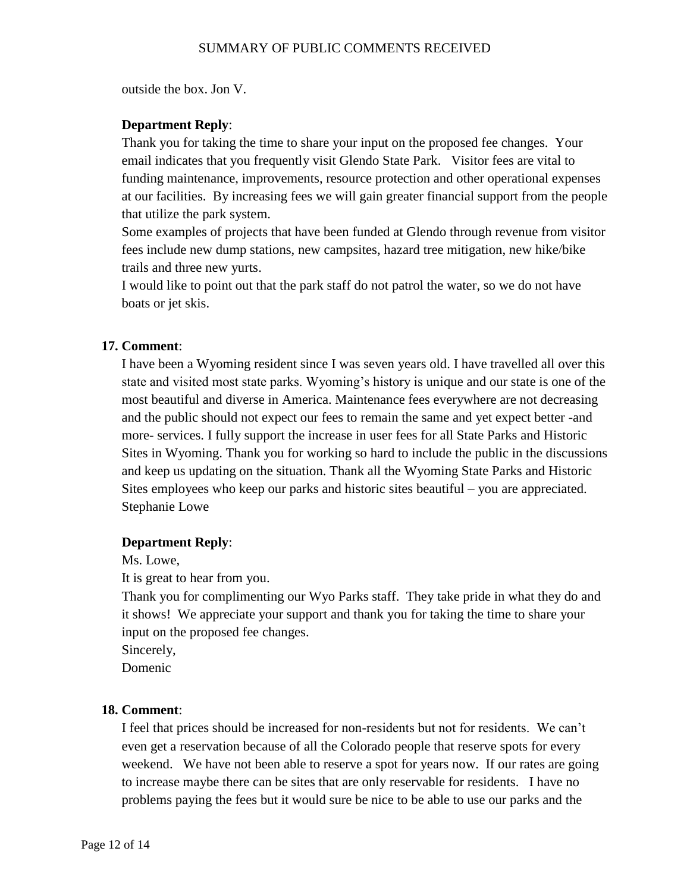outside the box. Jon V.

**Department Reply**:

Thank you for taking the time to share your input on the proposed fee changes. Your email indicates that you frequently visit Glendo State Park. Visitor fees are vital to funding maintenance, improvements, resource protection and other operational expenses at our facilities. By increasing fees we will gain greater financial support from the people that utilize the park system.

Some examples of projects that have been funded at Glendo through revenue from visitor fees include new dump stations, new campsites, hazard tree mitigation, new hike/bike trails and three new yurts.

I would like to point out that the park staff do not patrol the water, so we do not have boats or jet skis.

**17. Comment**:

I have been a Wyoming resident since I was seven years old. I have travelled all over this state and visited most state parks. Wyoming's history is unique and our state is one of the most beautiful and diverse in America. Maintenance fees everywhere are not decreasing and the public should not expect our fees to remain the same and yet expect better -and more- services. I fully support the increase in user fees for all State Parks and Historic Sites in Wyoming. Thank you for working so hard to include the public in the discussions and keep us updating on the situation. Thank all the Wyoming State Parks and Historic Sites employees who keep our parks and historic sites beautiful – you are appreciated. Stephanie Lowe

**Department Reply**:

Ms. Lowe,

It is great to hear from you.

Thank you for complimenting our Wyo Parks staff. They take pride in what they do and it shows! We appreciate your support and thank you for taking the time to share your input on the proposed fee changes.

Sincerely,

Domenic

**18. Comment**:

I feel that prices should be increased for non-residents but not for residents. We can't even get a reservation because of all the Colorado people that reserve spots for every weekend. We have not been able to reserve a spot for years now. If our rates are going to increase maybe there can be sites that are only reservable for residents. I have no problems paying the fees but it would sure be nice to be able to use our parks and the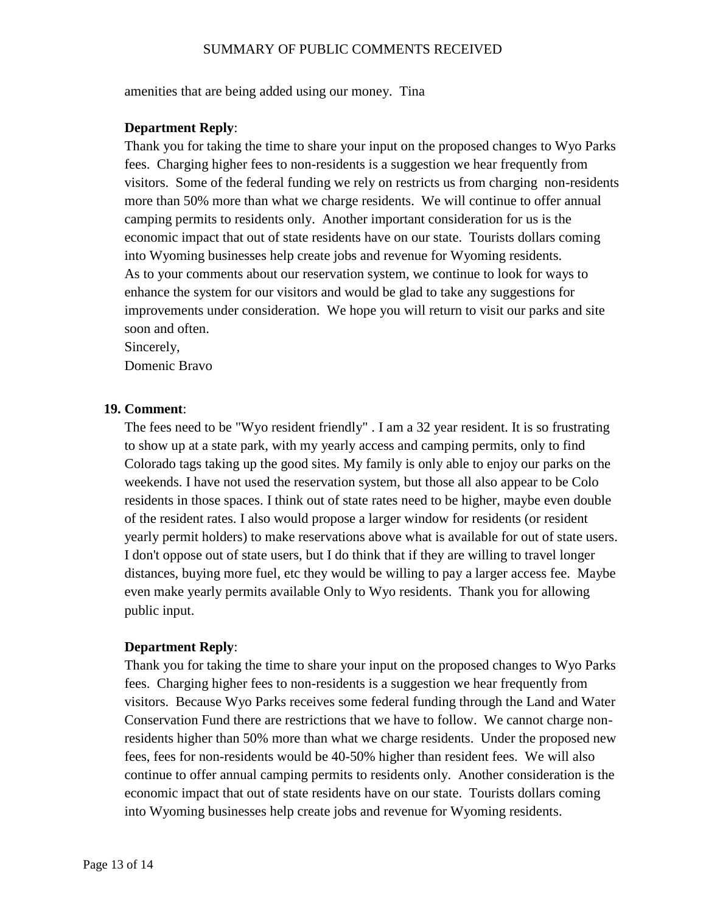amenities that are being added using our money.  Tina

**Department Reply**:

Thank you for taking the time to share your input on the proposed changes to Wyo Parks fees.  Charging higher fees to non-residents is a suggestion we hear frequently from visitors.  Some of the federal funding we rely on restricts us from charging  non-residents more than 50% more than what we charge residents.  We will continue to offer annual camping permits to residents only.  Another important consideration for us is the economic impact that out of state residents have on our state.  Tourists dollars coming into Wyoming businesses help create jobs and revenue for Wyoming residents.
As to your comments about our reservation system, we continue to look for ways to enhance the system for our visitors and would be glad to take any suggestions for improvements under consideration.  We hope you will return to visit our parks and site soon and often.
Sincerely,
Domenic Bravo

**19. Comment**:

The fees need to be "Wyo resident friendly" . I am a 32 year resident. It is so frustrating to show up at a state park, with my yearly access and camping permits, only to find Colorado tags taking up the good sites. My family is only able to enjoy our parks on the weekends. I have not used the reservation system, but those all also appear to be Colo residents in those spaces. I think out of state rates need to be higher, maybe even double of the resident rates. I also would propose a larger window for residents (or resident yearly permit holders) to make reservations above what is available for out of state users. I don't oppose out of state users, but I do think that if they are willing to travel longer distances, buying more fuel, etc they would be willing to pay a larger access fee.  Maybe even make yearly permits available Only to Wyo residents.  Thank you for allowing public input.

**Department Reply**:

Thank you for taking the time to share your input on the proposed changes to Wyo Parks fees.  Charging higher fees to non-residents is a suggestion we hear frequently from visitors.  Because Wyo Parks receives some federal funding through the Land and Water Conservation Fund there are restrictions that we have to follow.  We cannot charge non-residents higher than 50% more than what we charge residents.  Under the proposed new fees, fees for non-residents would be 40-50% higher than resident fees.  We will also continue to offer annual camping permits to residents only.  Another consideration is the economic impact that out of state residents have on our state.  Tourists dollars coming into Wyoming businesses help create jobs and revenue for Wyoming residents.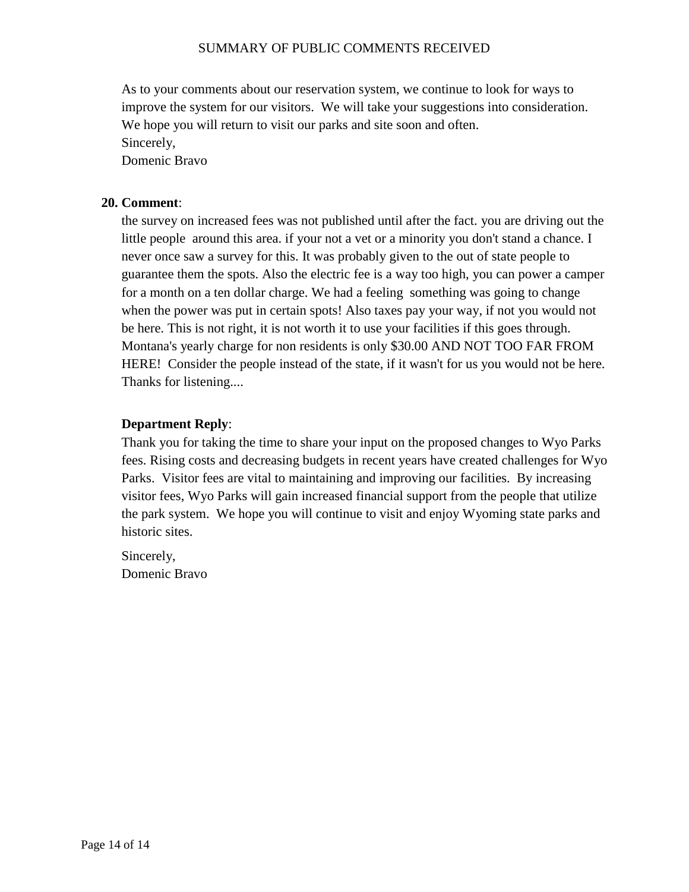As to your comments about our reservation system, we continue to look for ways to improve the system for our visitors. We will take your suggestions into consideration. We hope you will return to visit our parks and site soon and often.
Sincerely,
Domenic Bravo

**20. Comment**:

the survey on increased fees was not published until after the fact. you are driving out the little people around this area. if your not a vet or a minority you don't stand a chance. I never once saw a survey for this. It was probably given to the out of state people to guarantee them the spots. Also the electric fee is a way too high, you can power a camper for a month on a ten dollar charge. We had a feeling something was going to change when the power was put in certain spots! Also taxes pay your way, if not you would not be here. This is not right, it is not worth it to use your facilities if this goes through. Montana's yearly charge for non residents is only $30.00 AND NOT TOO FAR FROM HERE! Consider the people instead of the state, if it wasn't for us you would not be here. Thanks for listening....

**Department Reply**:

Thank you for taking the time to share your input on the proposed changes to Wyo Parks fees. Rising costs and decreasing budgets in recent years have created challenges for Wyo Parks. Visitor fees are vital to maintaining and improving our facilities. By increasing visitor fees, Wyo Parks will gain increased financial support from the people that utilize the park system. We hope you will continue to visit and enjoy Wyoming state parks and historic sites.

Sincerely,
Domenic Bravo